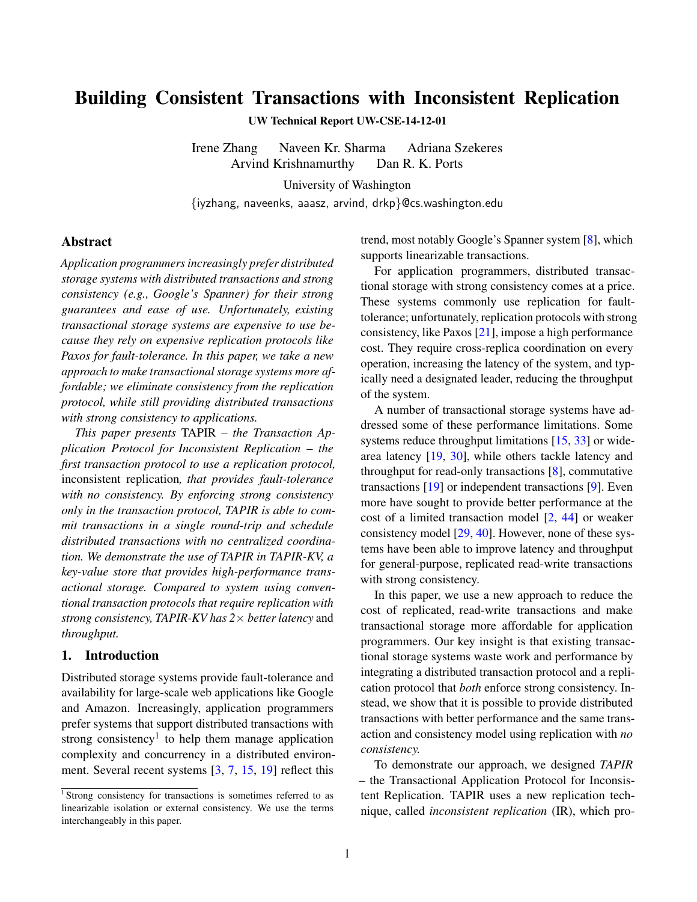# Building Consistent Transactions with Inconsistent Replication

**UW Technical Report UW-CSE-14-12-01**

Irene Zhang   Naveen Kr. Sharma   Adriana Szekeres
Arvind Krishnamurthy   Dan R. K. Ports

University of Washington
{iyzhang, naveenks, aaasz, arvind, drkp}@cs.washington.edu

## Abstract

*Application programmers increasingly prefer distributed storage systems with distributed transactions and strong consistency (e.g., Google's Spanner) for their strong guarantees and ease of use. Unfortunately, existing transactional storage systems are expensive to use because they rely on expensive replication protocols like Paxos for fault-tolerance. In this paper, we take a new approach to make transactional storage systems more affordable; we eliminate consistency from the replication protocol, while still providing distributed transactions with strong consistency to applications.*

*This paper presents* TAPIR *– the Transaction Application Protocol for Inconsistent Replication – the first transaction protocol to use a replication protocol,* inconsistent replication*, that provides fault-tolerance with no consistency. By enforcing strong consistency only in the transaction protocol, TAPIR is able to commit transactions in a single round-trip and schedule distributed transactions with no centralized coordination. We demonstrate the use of TAPIR in TAPIR-KV, a key-value store that provides high-performance transactional storage. Compared to system using conventional transaction protocols that require replication with strong consistency, TAPIR-KV has 2× better latency* and *throughput.*

## 1. Introduction

Distributed storage systems provide fault-tolerance and availability for large-scale web applications like Google and Amazon. Increasingly, application programmers prefer systems that support distributed transactions with strong consistency[1] to help them manage application complexity and concurrency in a distributed environment. Several recent systems [3, 7, 15, 19] reflect this trend, most notably Google's Spanner system [8], which supports linearizable transactions.

For application programmers, distributed transactional storage with strong consistency comes at a price. These systems commonly use replication for fault-tolerance; unfortunately, replication protocols with strong consistency, like Paxos [21], impose a high performance cost. They require cross-replica coordination on every operation, increasing the latency of the system, and typically need a designated leader, reducing the throughput of the system.

A number of transactional storage systems have addressed some of these performance limitations. Some systems reduce throughput limitations [15, 33] or wide-area latency [19, 30], while others tackle latency and throughput for read-only transactions [8], commutative transactions [19] or independent transactions [9]. Even more have sought to provide better performance at the cost of a limited transaction model [2, 44] or weaker consistency model [29, 40]. However, none of these systems have been able to improve latency and throughput for general-purpose, replicated read-write transactions with strong consistency.

In this paper, we use a new approach to reduce the cost of replicated, read-write transactions and make transactional storage more affordable for application programmers. Our key insight is that existing transactional storage systems waste work and performance by integrating a distributed transaction protocol and a replication protocol that *both* enforce strong consistency. Instead, we show that it is possible to provide distributed transactions with better performance and the same transaction and consistency model using replication with *no consistency.*

To demonstrate our approach, we designed *TAPIR* – the Transactional Application Protocol for Inconsistent Replication. TAPIR uses a new replication technique, called *inconsistent replication* (IR), which pro-

[1] Strong consistency for transactions is sometimes referred to as linearizable isolation or external consistency. We use the terms interchangeably in this paper.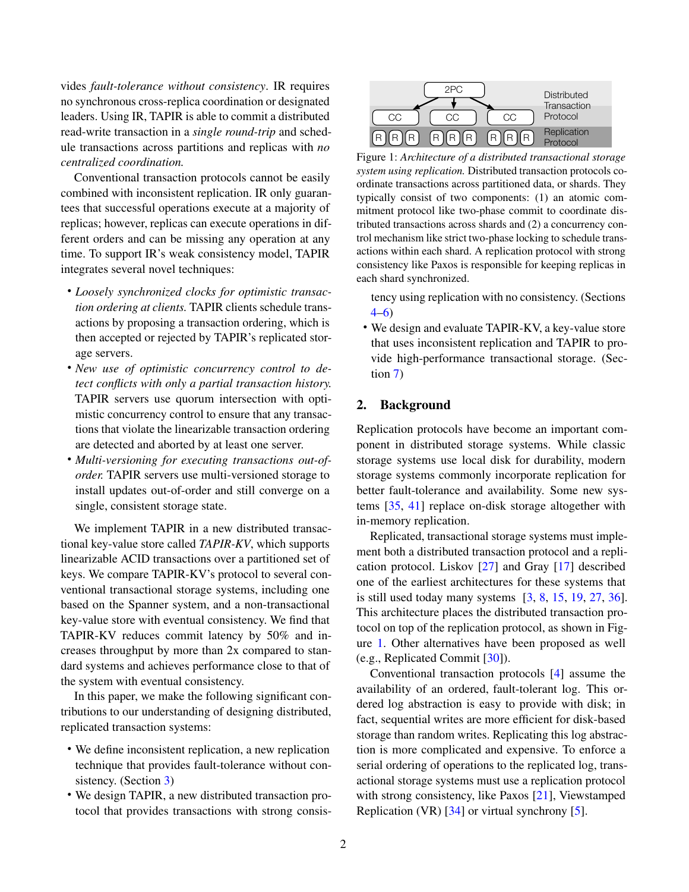vides *fault-tolerance without consistency*. IR requires no synchronous cross-replica coordination or designated leaders. Using IR, TAPIR is able to commit a distributed read-write transaction in a *single round-trip* and schedule transactions across partitions and replicas with *no centralized coordination.*

Conventional transaction protocols cannot be easily combined with inconsistent replication. IR only guarantees that successful operations execute at a majority of replicas; however, replicas can execute operations in different orders and can be missing any operation at any time. To support IR's weak consistency model, TAPIR integrates several novel techniques:

- *Loosely synchronized clocks for optimistic transaction ordering at clients.* TAPIR clients schedule transactions by proposing a transaction ordering, which is then accepted or rejected by TAPIR's replicated storage servers.
- *New use of optimistic concurrency control to detect conflicts with only a partial transaction history.* TAPIR servers use quorum intersection with optimistic concurrency control to ensure that any transactions that violate the linearizable transaction ordering are detected and aborted by at least one server.
- *Multi-versioning for executing transactions out-of-order.* TAPIR servers use multi-versioned storage to install updates out-of-order and still converge on a single, consistent storage state.

We implement TAPIR in a new distributed transactional key-value store called *TAPIR-KV*, which supports linearizable ACID transactions over a partitioned set of keys. We compare TAPIR-KV's protocol to several conventional transactional storage systems, including one based on the Spanner system, and a non-transactional key-value store with eventual consistency. We find that TAPIR-KV reduces commit latency by 50% and increases throughput by more than 2x compared to standard systems and achieves performance close to that of the system with eventual consistency.

In this paper, we make the following significant contributions to our understanding of designing distributed, replicated transaction systems:

- We define inconsistent replication, a new replication technique that provides fault-tolerance without consistency. (Section 3)
- We design TAPIR, a new distributed transaction protocol that provides transactions with strong consistency using replication with no consistency. (Sections 4–6)
- We design and evaluate TAPIR-KV, a key-value store that uses inconsistent replication and TAPIR to provide high-performance transactional storage. (Section 7)

Figure 1: *Architecture of a distributed transactional storage system using replication.* Distributed transaction protocols coordinate transactions across partitioned data, or shards. They typically consist of two components: (1) an atomic commitment protocol like two-phase commit to coordinate distributed transactions across shards and (2) a concurrency control mechanism like strict two-phase locking to schedule transactions within each shard. A replication protocol with strong consistency like Paxos is responsible for keeping replicas in each shard synchronized.

## 2. Background

Replication protocols have become an important component in distributed storage systems. While classic storage systems use local disk for durability, modern storage systems commonly incorporate replication for better fault-tolerance and availability. Some new systems [35, 41] replace on-disk storage altogether with in-memory replication.

Replicated, transactional storage systems must implement both a distributed transaction protocol and a replication protocol. Liskov [27] and Gray [17] described one of the earliest architectures for these systems that is still used today many systems [3, 8, 15, 19, 27, 36]. This architecture places the distributed transaction protocol on top of the replication protocol, as shown in Figure 1. Other alternatives have been proposed as well (e.g., Replicated Commit [30]).

Conventional transaction protocols [4] assume the availability of an ordered, fault-tolerant log. This ordered log abstraction is easy to provide with disk; in fact, sequential writes are more efficient for disk-based storage than random writes. Replicating this log abstraction is more complicated and expensive. To enforce a serial ordering of operations to the replicated log, transactional storage systems must use a replication protocol with strong consistency, like Paxos [21], Viewstamped Replication (VR) [34] or virtual synchrony [5].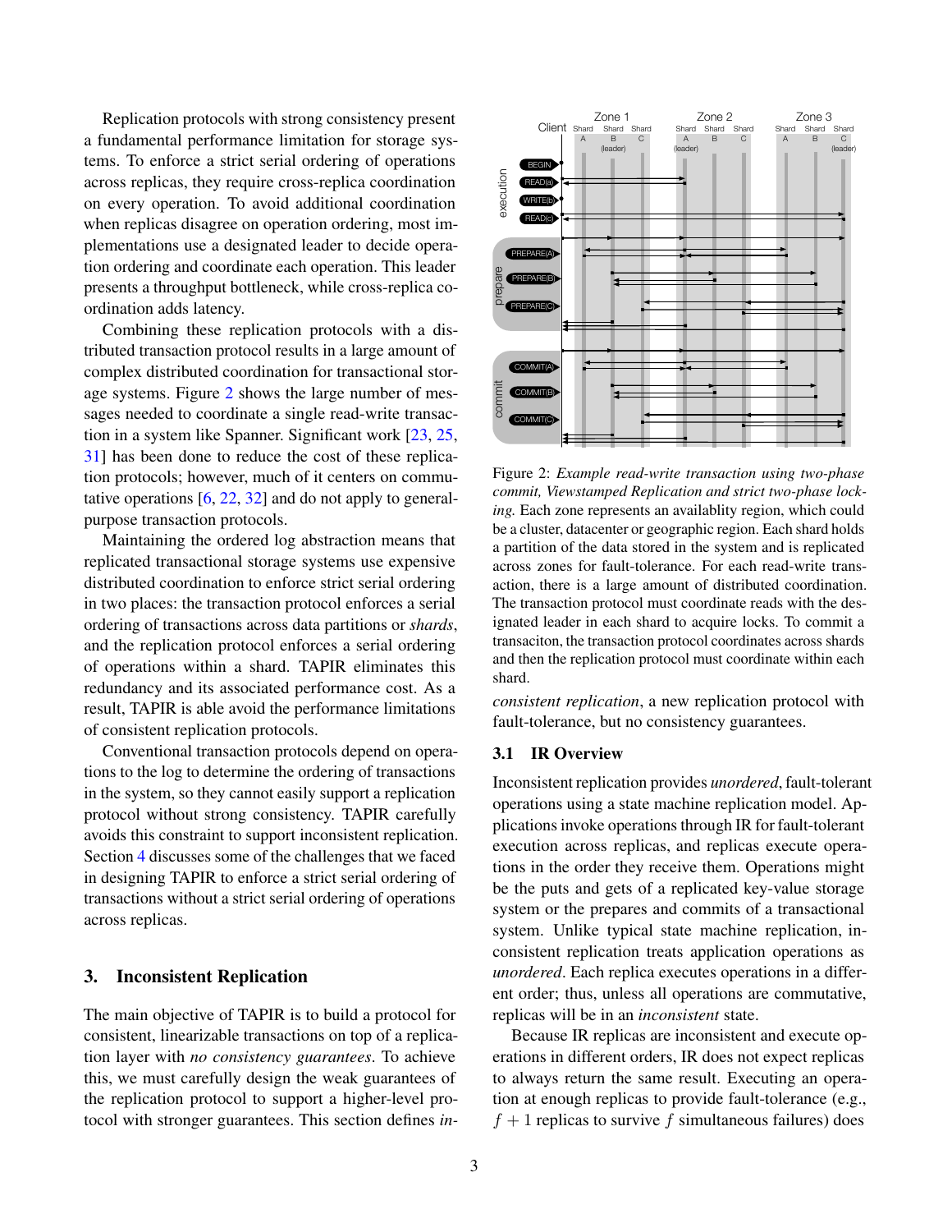Replication protocols with strong consistency present a fundamental performance limitation for storage systems. To enforce a strict serial ordering of operations across replicas, they require cross-replica coordination on every operation. To avoid additional coordination when replicas disagree on operation ordering, most implementations use a designated leader to decide operation ordering and coordinate each operation. This leader presents a throughput bottleneck, while cross-replica coordination adds latency.

Combining these replication protocols with a distributed transaction protocol results in a large amount of complex distributed coordination for transactional storage systems. Figure 2 shows the large number of messages needed to coordinate a single read-write transaction in a system like Spanner. Significant work [23, 25, 31] has been done to reduce the cost of these replication protocols; however, much of it centers on commutative operations [6, 22, 32] and do not apply to general-purpose transaction protocols.

Maintaining the ordered log abstraction means that replicated transactional storage systems use expensive distributed coordination to enforce strict serial ordering in two places: the transaction protocol enforces a serial ordering of transactions across data partitions or *shards*, and the replication protocol enforces a serial ordering of operations within a shard. TAPIR eliminates this redundancy and its associated performance cost. As a result, TAPIR is able avoid the performance limitations of consistent replication protocols.

Conventional transaction protocols depend on operations to the log to determine the ordering of transactions in the system, so they cannot easily support a replication protocol without strong consistency. TAPIR carefully avoids this constraint to support inconsistent replication. Section 4 discusses some of the challenges that we faced in designing TAPIR to enforce a strict serial ordering of transactions without a strict serial ordering of operations across replicas.

Figure 2: *Example read-write transaction using two-phase commit, Viewstamped Replication and strict two-phase locking.* Each zone represents an availablity region, which could be a cluster, datacenter or geographic region. Each shard holds a partition of the data stored in the system and is replicated across zones for fault-tolerance. For each read-write transaction, there is a large amount of distributed coordination. The transaction protocol must coordinate reads with the designated leader in each shard to acquire locks. To commit a transaciton, the transaction protocol coordinates across shards and then the replication protocol must coordinate within each shard.

## 3. Inconsistent Replication

The main objective of TAPIR is to build a protocol for consistent, linearizable transactions on top of a replication layer with *no consistency guarantees*. To achieve this, we must carefully design the weak guarantees of the replication protocol to support a higher-level protocol with stronger guarantees. This section defines *inconsistent replication*, a new replication protocol with fault-tolerance, but no consistency guarantees.

### 3.1 IR Overview

Inconsistent replication provides *unordered*, fault-tolerant operations using a state machine replication model. Applications invoke operations through IR for fault-tolerant execution across replicas, and replicas execute operations in the order they receive them. Operations might be the puts and gets of a replicated key-value storage system or the prepares and commits of a transactional system. Unlike typical state machine replication, inconsistent replication treats application operations as *unordered*. Each replica executes operations in a different order; thus, unless all operations are commutative, replicas will be in an *inconsistent* state.

Because IR replicas are inconsistent and execute operations in different orders, IR does not expect replicas to always return the same result. Executing an operation at enough replicas to provide fault-tolerance (e.g., $f+1$ replicas to survive $f$ simultaneous failures) does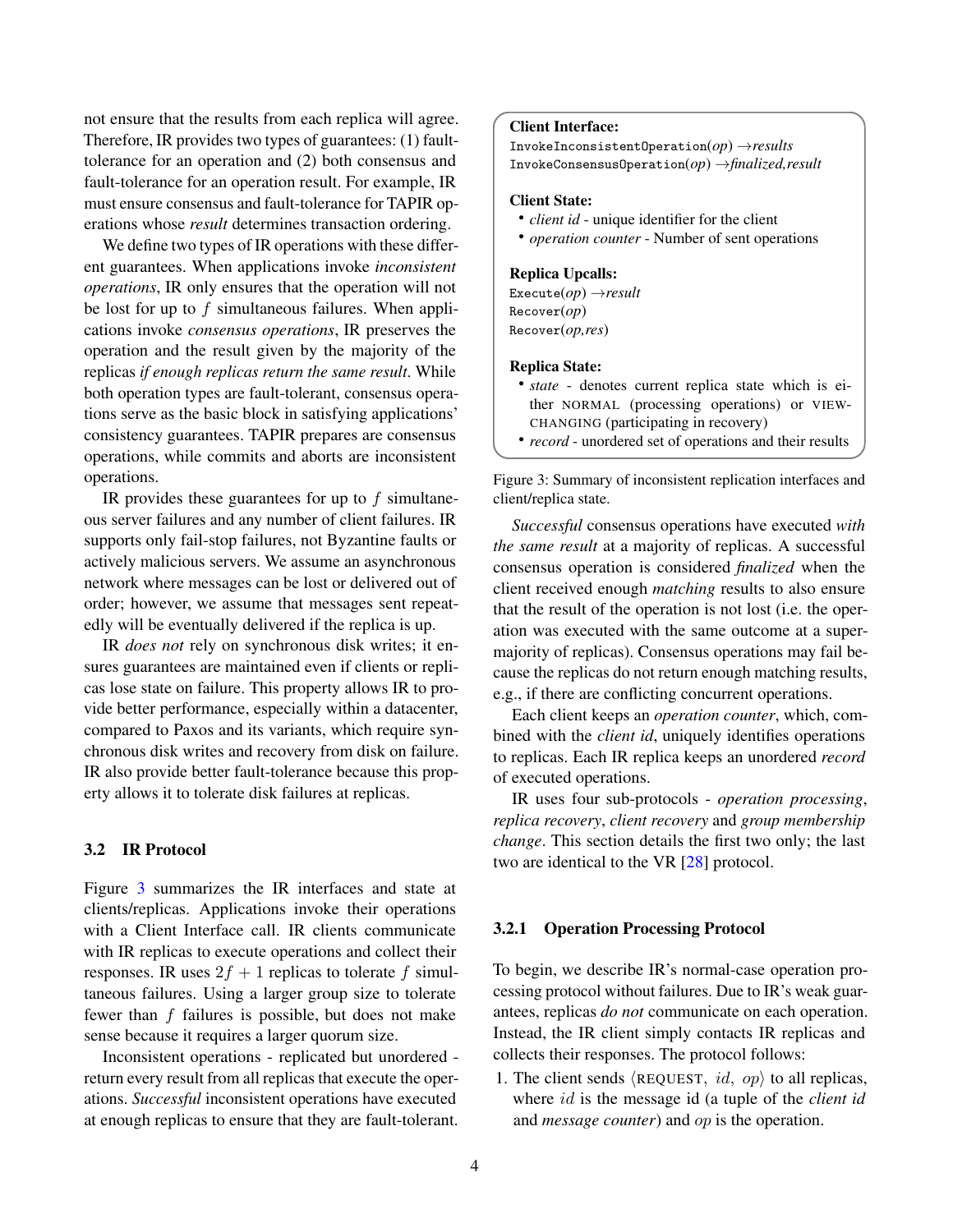not ensure that the results from each replica will agree. Therefore, IR provides two types of guarantees: (1) fault-tolerance for an operation and (2) both consensus and fault-tolerance for an operation result. For example, IR must ensure consensus and fault-tolerance for TAPIR operations whose *result* determines transaction ordering.

We define two types of IR operations with these different guarantees. When applications invoke *inconsistent operations*, IR only ensures that the operation will not be lost for up to $f$ simultaneous failures. When applications invoke *consensus operations*, IR preserves the operation and the result given by the majority of the replicas *if enough replicas return the same result*. While both operation types are fault-tolerant, consensus operations serve as the basic block in satisfying applications' consistency guarantees. TAPIR prepares are consensus operations, while commits and aborts are inconsistent operations.

IR provides these guarantees for up to $f$ simultaneous server failures and any number of client failures. IR supports only fail-stop failures, not Byzantine faults or actively malicious servers. We assume an asynchronous network where messages can be lost or delivered out of order; however, we assume that messages sent repeatedly will be eventually delivered if the replica is up.

IR *does not* rely on synchronous disk writes; it ensures guarantees are maintained even if clients or replicas lose state on failure. This property allows IR to provide better performance, especially within a datacenter, compared to Paxos and its variants, which require synchronous disk writes and recovery from disk on failure. IR also provide better fault-tolerance because this property allows it to tolerate disk failures at replicas.

### 3.2 IR Protocol

Figure 3 summarizes the IR interfaces and state at clients/replicas. Applications invoke their operations with a Client Interface call. IR clients communicate with IR replicas to execute operations and collect their responses. IR uses $2f + 1$ replicas to tolerate $f$ simultaneous failures. Using a larger group size to tolerate fewer than $f$ failures is possible, but does not make sense because it requires a larger quorum size.

Inconsistent operations - replicated but unordered - return every result from all replicas that execute the operations. *Successful* inconsistent operations have executed at enough replicas to ensure that they are fault-tolerant.

**Client Interface:**
`InvokeInconsistentOperation`(*op*) →*results*
`InvokeConsensusOperation`(*op*) →*finalized,result*

**Client State:**
- *client id* - unique identifier for the client
- *operation counter* - Number of sent operations

**Replica Upcalls:**
`Execute`(*op*) →*result*
`Recover`(*op*)
`Recover`(*op,res*)

**Replica State:**
- *state* - denotes current replica state which is either NORMAL (processing operations) or VIEW-CHANGING (participating in recovery)
- *record* - unordered set of operations and their results

Figure 3: Summary of inconsistent replication interfaces and client/replica state.

*Successful* consensus operations have executed *with the same result* at a majority of replicas. A successful consensus operation is considered *finalized* when the client received enough *matching* results to also ensure that the result of the operation is not lost (i.e. the operation was executed with the same outcome at a supermajority of replicas). Consensus operations may fail because the replicas do not return enough matching results, e.g., if there are conflicting concurrent operations.

Each client keeps an *operation counter*, which, combined with the *client id*, uniquely identifies operations to replicas. Each IR replica keeps an unordered *record* of executed operations.

IR uses four sub-protocols - *operation processing*, *replica recovery*, *client recovery* and *group membership change*. This section details the first two only; the last two are identical to the VR [28] protocol.

#### 3.2.1 Operation Processing Protocol

To begin, we describe IR's normal-case operation processing protocol without failures. Due to IR's weak guarantees, replicas *do not* communicate on each operation. Instead, the IR client simply contacts IR replicas and collects their responses. The protocol follows:

1. The client sends $\langle \text{REQUEST},\ id,\ op \rangle$ to all replicas, where $id$ is the message id (a tuple of the *client id* and *message counter*) and $op$ is the operation.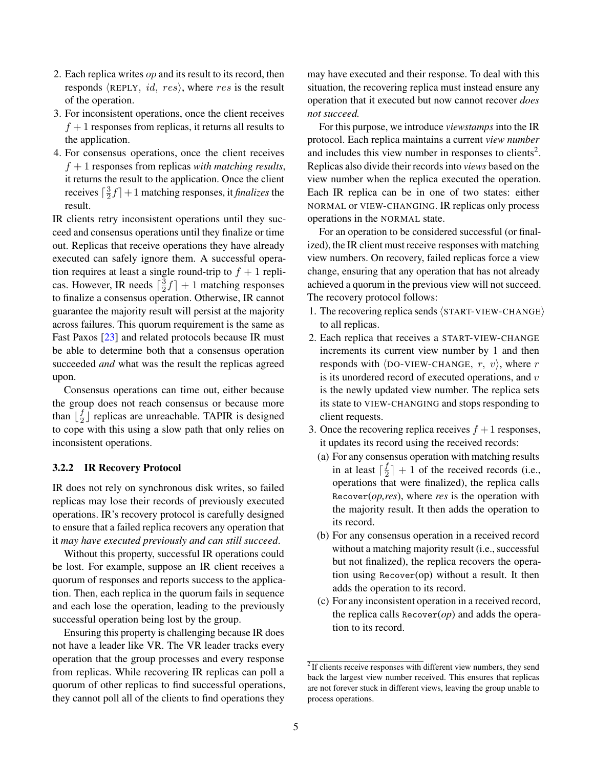2. Each replica writes *op* and its result to its record, then responds ⟨REPLY, $id$, $res$⟩, where $res$ is the result of the operation.
3. For inconsistent operations, once the client receives $f+1$ responses from replicas, it returns all results to the application.
4. For consensus operations, once the client receives $f+1$ responses from replicas *with matching results*, it returns the result to the application. Once the client receives $\lceil \frac{3}{2}f \rceil + 1$ matching responses, it *finalizes* the result.

IR clients retry inconsistent operations until they succeed and consensus operations until they finalize or time out. Replicas that receive operations they have already executed can safely ignore them. A successful operation requires at least a single round-trip to $f+1$ replicas. However, IR needs $\lceil \frac{3}{2}f \rceil + 1$ matching responses to finalize a consensus operation. Otherwise, IR cannot guarantee the majority result will persist at the majority across failures. This quorum requirement is the same as Fast Paxos [23] and related protocols because IR must be able to determine both that a consensus operation succeeded *and* what was the result the replicas agreed upon.

Consensus operations can time out, either because the group does not reach consensus or because more than $\lfloor \frac{f}{2} \rfloor$ replicas are unreachable. TAPIR is designed to cope with this using a slow path that only relies on inconsistent operations.

### 3.2.2 IR Recovery Protocol

IR does not rely on synchronous disk writes, so failed replicas may lose their records of previously executed operations. IR's recovery protocol is carefully designed to ensure that a failed replica recovers any operation that it *may have executed previously and can still succeed*.

Without this property, successful IR operations could be lost. For example, suppose an IR client receives a quorum of responses and reports success to the application. Then, each replica in the quorum fails in sequence and each lose the operation, leading to the previously successful operation being lost by the group.

Ensuring this property is challenging because IR does not have a leader like VR. The VR leader tracks every operation that the group processes and every response from replicas. While recovering IR replicas can poll a quorum of other replicas to find successful operations, they cannot poll all of the clients to find operations they may have executed and their response. To deal with this situation, the recovering replica must instead ensure any operation that it executed but now cannot recover *does not succeed.*

For this purpose, we introduce *viewstamps* into the IR protocol. Each replica maintains a current *view number* and includes this view number in responses to clients[2]. Replicas also divide their records into *views* based on the view number when the replica executed the operation. Each IR replica can be in one of two states: either NORMAL or VIEW-CHANGING. IR replicas only process operations in the NORMAL state.

For an operation to be considered successful (or finalized), the IR client must receive responses with matching view numbers. On recovery, failed replicas force a view change, ensuring that any operation that has not already achieved a quorum in the previous view will not succeed. The recovery protocol follows:

1. The recovering replica sends ⟨START-VIEW-CHANGE⟩ to all replicas.
2. Each replica that receives a START-VIEW-CHANGE increments its current view number by 1 and then responds with ⟨DO-VIEW-CHANGE, $r$, $v$⟩, where $r$ is its unordered record of executed operations, and $v$ is the newly updated view number. The replica sets its state to VIEW-CHANGING and stops responding to client requests.
3. Once the recovering replica receives $f+1$ responses, it updates its record using the received records:
   (a) For any consensus operation with matching results in at least $\lceil \frac{f}{2} \rceil + 1$ of the received records (i.e., operations that were finalized), the replica calls `Recover`(*op,res*), where *res* is the operation with the majority result. It then adds the operation to its record.
   (b) For any consensus operation in a received record without a matching majority result (i.e., successful but not finalized), the replica recovers the operation using `Recover`(op) without a result. It then adds the operation to its record.
   (c) For any inconsistent operation in a received record, the replica calls `Recover`(*op*) and adds the operation to its record.

[2] If clients receive responses with different view numbers, they send back the largest view number received. This ensures that replicas are not forever stuck in different views, leaving the group unable to process operations.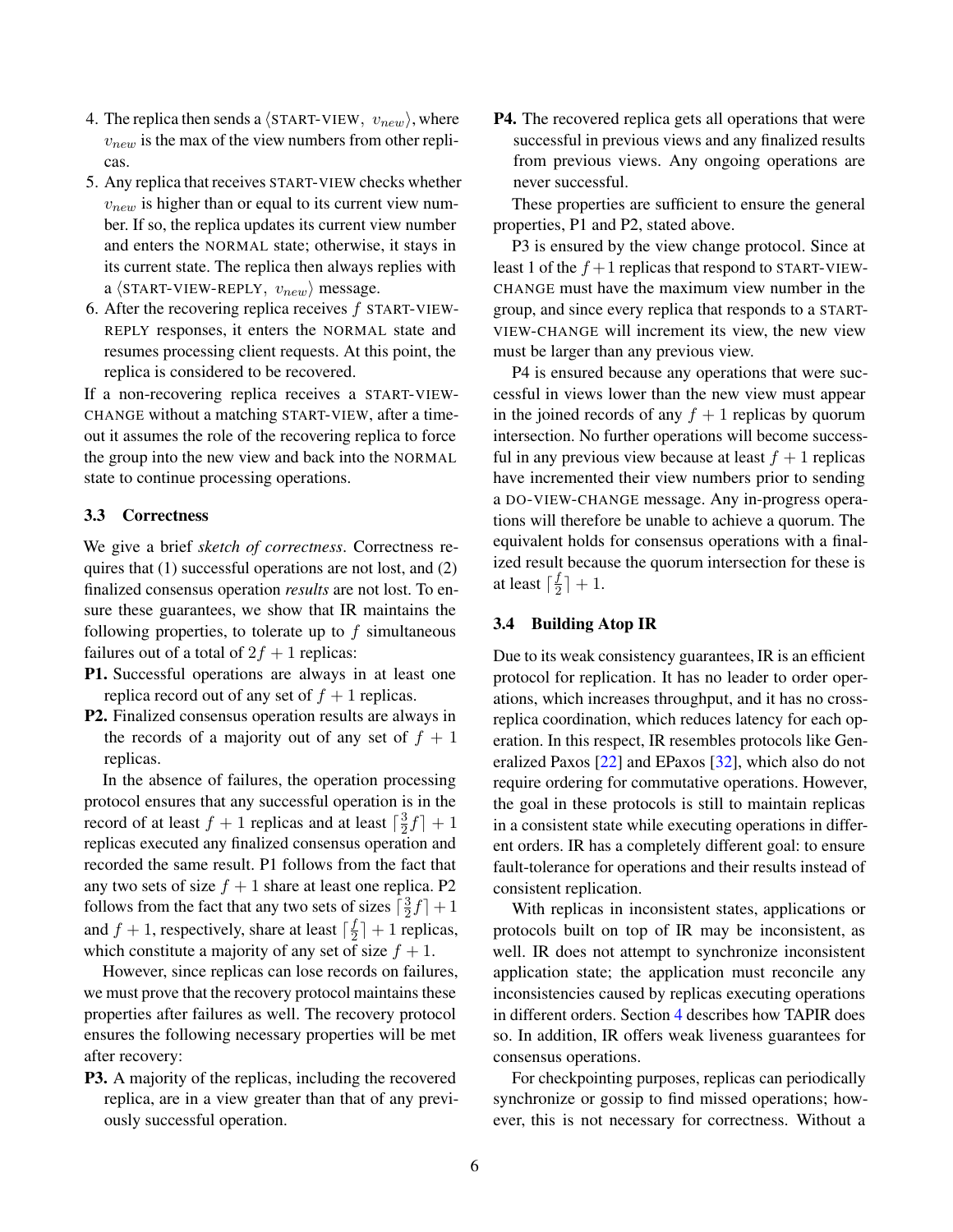4. The replica then sends a $\langle$START-VIEW, $v_{new}\rangle$, where $v_{new}$ is the max of the view numbers from other replicas.
5. Any replica that receives START-VIEW checks whether $v_{new}$ is higher than or equal to its current view number. If so, the replica updates its current view number and enters the NORMAL state; otherwise, it stays in its current state. The replica then always replies with a $\langle$START-VIEW-REPLY, $v_{new}\rangle$ message.
6. After the recovering replica receives $f$ START-VIEW-REPLY responses, it enters the NORMAL state and resumes processing client requests. At this point, the replica is considered to be recovered.

If a non-recovering replica receives a START-VIEW-CHANGE without a matching START-VIEW, after a timeout it assumes the role of the recovering replica to force the group into the new view and back into the NORMAL state to continue processing operations.

### 3.3 Correctness

We give a brief *sketch of correctness*. Correctness requires that (1) successful operations are not lost, and (2) finalized consensus operation *results* are not lost. To ensure these guarantees, we show that IR maintains the following properties, to tolerate up to $f$ simultaneous failures out of a total of $2f + 1$ replicas:

**P1.** Successful operations are always in at least one replica record out of any set of $f + 1$ replicas.

**P2.** Finalized consensus operation results are always in the records of a majority out of any set of $f + 1$ replicas.

In the absence of failures, the operation processing protocol ensures that any successful operation is in the record of at least $f + 1$ replicas and at least $\lceil \frac{3}{2}f \rceil + 1$ replicas executed any finalized consensus operation and recorded the same result. P1 follows from the fact that any two sets of size $f + 1$ share at least one replica. P2 follows from the fact that any two sets of sizes $\lceil \frac{3}{2}f \rceil + 1$ and $f + 1$, respectively, share at least $\lceil \frac{f}{2} \rceil + 1$ replicas, which constitute a majority of any set of size $f + 1$.

However, since replicas can lose records on failures, we must prove that the recovery protocol maintains these properties after failures as well. The recovery protocol ensures the following necessary properties will be met after recovery:

**P3.** A majority of the replicas, including the recovered replica, are in a view greater than that of any previously successful operation.

**P4.** The recovered replica gets all operations that were successful in previous views and any finalized results from previous views. Any ongoing operations are never successful.

These properties are sufficient to ensure the general properties, P1 and P2, stated above.

P3 is ensured by the view change protocol. Since at least 1 of the $f+1$ replicas that respond to START-VIEW-CHANGE must have the maximum view number in the group, and since every replica that responds to a START-VIEW-CHANGE will increment its view, the new view must be larger than any previous view.

P4 is ensured because any operations that were successful in views lower than the new view must appear in the joined records of any $f + 1$ replicas by quorum intersection. No further operations will become successful in any previous view because at least $f + 1$ replicas have incremented their view numbers prior to sending a DO-VIEW-CHANGE message. Any in-progress operations will therefore be unable to achieve a quorum. The equivalent holds for consensus operations with a finalized result because the quorum intersection for these is at least $\lceil \frac{f}{2} \rceil + 1$.

### 3.4 Building Atop IR

Due to its weak consistency guarantees, IR is an efficient protocol for replication. It has no leader to order operations, which increases throughput, and it has no cross-replica coordination, which reduces latency for each operation. In this respect, IR resembles protocols like Generalized Paxos [22] and EPaxos [32], which also do not require ordering for commutative operations. However, the goal in these protocols is still to maintain replicas in a consistent state while executing operations in different orders. IR has a completely different goal: to ensure fault-tolerance for operations and their results instead of consistent replication.

With replicas in inconsistent states, applications or protocols built on top of IR may be inconsistent, as well. IR does not attempt to synchronize inconsistent application state; the application must reconcile any inconsistencies caused by replicas executing operations in different orders. Section 4 describes how TAPIR does so. In addition, IR offers weak liveness guarantees for consensus operations.

For checkpointing purposes, replicas can periodically synchronize or gossip to find missed operations; however, this is not necessary for correctness. Without a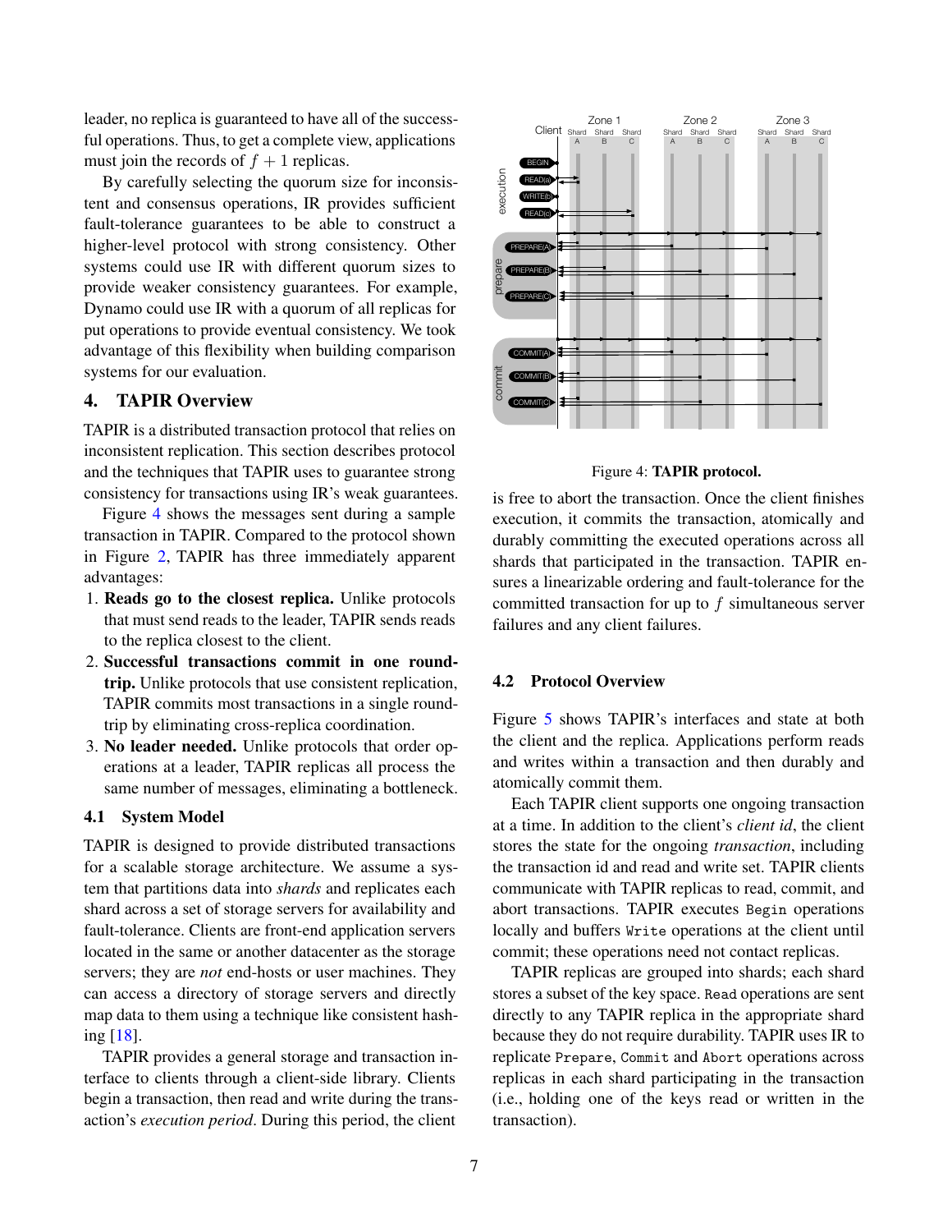leader, no replica is guaranteed to have all of the successful operations. Thus, to get a complete view, applications must join the records of $f+1$ replicas.

By carefully selecting the quorum size for inconsistent and consensus operations, IR provides sufficient fault-tolerance guarantees to be able to construct a higher-level protocol with strong consistency. Other systems could use IR with different quorum sizes to provide weaker consistency guarantees. For example, Dynamo could use IR with a quorum of all replicas for put operations to provide eventual consistency. We took advantage of this flexibility when building comparison systems for our evaluation.

## 4. TAPIR Overview

TAPIR is a distributed transaction protocol that relies on inconsistent replication. This section describes protocol and the techniques that TAPIR uses to guarantee strong consistency for transactions using IR's weak guarantees.

Figure 4 shows the messages sent during a sample transaction in TAPIR. Compared to the protocol shown in Figure 2, TAPIR has three immediately apparent advantages:

1. **Reads go to the closest replica.** Unlike protocols that must send reads to the leader, TAPIR sends reads to the replica closest to the client.
2. **Successful transactions commit in one round-trip.** Unlike protocols that use consistent replication, TAPIR commits most transactions in a single round-trip by eliminating cross-replica coordination.
3. **No leader needed.** Unlike protocols that order operations at a leader, TAPIR replicas all process the same number of messages, eliminating a bottleneck.

### 4.1 System Model

TAPIR is designed to provide distributed transactions for a scalable storage architecture. We assume a system that partitions data into *shards* and replicates each shard across a set of storage servers for availability and fault-tolerance. Clients are front-end application servers located in the same or another datacenter as the storage servers; they are *not* end-hosts or user machines. They can access a directory of storage servers and directly map data to them using a technique like consistent hashing [18].

TAPIR provides a general storage and transaction interface to clients through a client-side library. Clients begin a transaction, then read and write during the transaction's *execution period*. During this period, the client is free to abort the transaction. Once the client finishes execution, it commits the transaction, atomically and durably committing the executed operations across all shards that participated in the transaction. TAPIR ensures a linearizable ordering and fault-tolerance for the committed transaction for up to $f$ simultaneous server failures and any client failures.

Figure 4: **TAPIR protocol.**

### 4.2 Protocol Overview

Figure 5 shows TAPIR's interfaces and state at both the client and the replica. Applications perform reads and writes within a transaction and then durably and atomically commit them.

Each TAPIR client supports one ongoing transaction at a time. In addition to the client's *client id*, the client stores the state for the ongoing *transaction*, including the transaction id and read and write set. TAPIR clients communicate with TAPIR replicas to read, commit, and abort transactions. TAPIR executes `Begin` operations locally and buffers `Write` operations at the client until commit; these operations need not contact replicas.

TAPIR replicas are grouped into shards; each shard stores a subset of the key space. `Read` operations are sent directly to any TAPIR replica in the appropriate shard because they do not require durability. TAPIR uses IR to replicate `Prepare`, `Commit` and `Abort` operations across replicas in each shard participating in the transaction (i.e., holding one of the keys read or written in the transaction).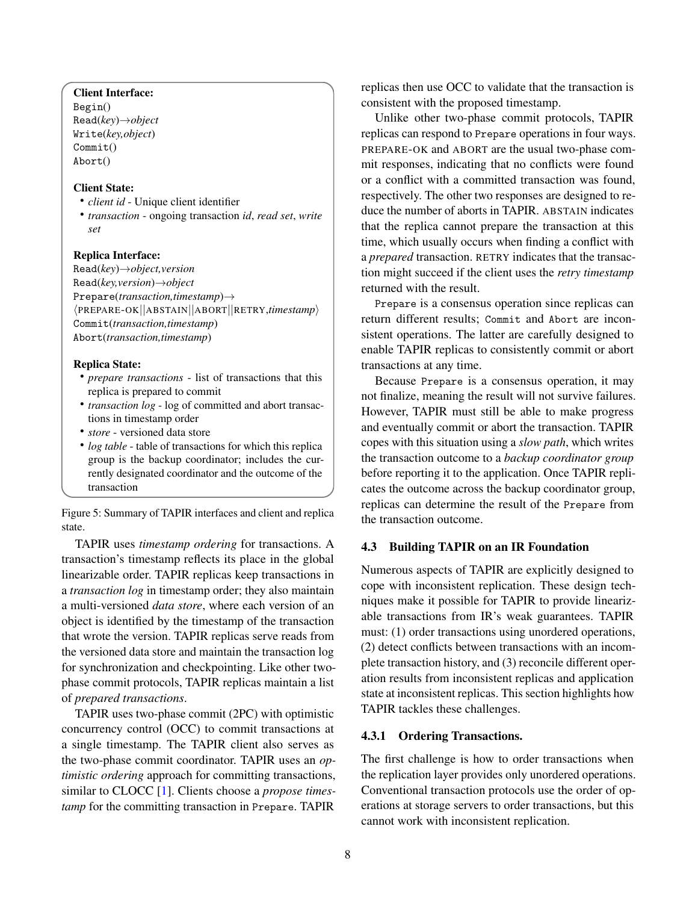**Client Interface:**

Begin()
Read(*key*)→*object*
Write(*key,object*)
Commit()
Abort()

**Client State:**

- *client id* - Unique client identifier
- *transaction* - ongoing transaction *id*, *read set*, *write set*

**Replica Interface:**

Read(*key*)→*object,version*
Read(*key,version*)→*object*
Prepare(*transaction,timestamp*)→
⟨PREPARE-OK||ABSTAIN||ABORT||RETRY,*timestamp*⟩
Commit(*transaction,timestamp*)
Abort(*transaction,timestamp*)

**Replica State:**

- *prepare transactions* - list of transactions that this replica is prepared to commit
- *transaction log* - log of committed and abort transactions in timestamp order
- *store* - versioned data store
- *log table* - table of transactions for which this replica group is the backup coordinator; includes the currently designated coordinator and the outcome of the transaction

Figure 5: Summary of TAPIR interfaces and client and replica state.

TAPIR uses *timestamp ordering* for transactions. A transaction's timestamp reflects its place in the global linearizable order. TAPIR replicas keep transactions in a *transaction log* in timestamp order; they also maintain a multi-versioned *data store*, where each version of an object is identified by the timestamp of the transaction that wrote the version. TAPIR replicas serve reads from the versioned data store and maintain the transaction log for synchronization and checkpointing. Like other two-phase commit protocols, TAPIR replicas maintain a list of *prepared transactions*.

TAPIR uses two-phase commit (2PC) with optimistic concurrency control (OCC) to commit transactions at a single timestamp. The TAPIR client also serves as the two-phase commit coordinator. TAPIR uses an *optimistic ordering* approach for committing transactions, similar to CLOCC [1]. Clients choose a *propose timestamp* for the committing transaction in Prepare. TAPIR replicas then use OCC to validate that the transaction is consistent with the proposed timestamp.

Unlike other two-phase commit protocols, TAPIR replicas can respond to Prepare operations in four ways. PREPARE-OK and ABORT are the usual two-phase commit responses, indicating that no conflicts were found or a conflict with a committed transaction was found, respectively. The other two responses are designed to reduce the number of aborts in TAPIR. ABSTAIN indicates that the replica cannot prepare the transaction at this time, which usually occurs when finding a conflict with a *prepared* transaction. RETRY indicates that the transaction might succeed if the client uses the *retry timestamp* returned with the result.

Prepare is a consensus operation since replicas can return different results; Commit and Abort are inconsistent operations. The latter are carefully designed to enable TAPIR replicas to consistently commit or abort transactions at any time.

Because Prepare is a consensus operation, it may not finalize, meaning the result will not survive failures. However, TAPIR must still be able to make progress and eventually commit or abort the transaction. TAPIR copes with this situation using a *slow path*, which writes the transaction outcome to a *backup coordinator group* before reporting it to the application. Once TAPIR replicates the outcome across the backup coordinator group, replicas can determine the result of the Prepare from the transaction outcome.

### 4.3 Building TAPIR on an IR Foundation

Numerous aspects of TAPIR are explicitly designed to cope with inconsistent replication. These design techniques make it possible for TAPIR to provide linearizable transactions from IR's weak guarantees. TAPIR must: (1) order transactions using unordered operations, (2) detect conflicts between transactions with an incomplete transaction history, and (3) reconcile different operation results from inconsistent replicas and application state at inconsistent replicas. This section highlights how TAPIR tackles these challenges.

#### 4.3.1 Ordering Transactions.

The first challenge is how to order transactions when the replication layer provides only unordered operations. Conventional transaction protocols use the order of operations at storage servers to order transactions, but this cannot work with inconsistent replication.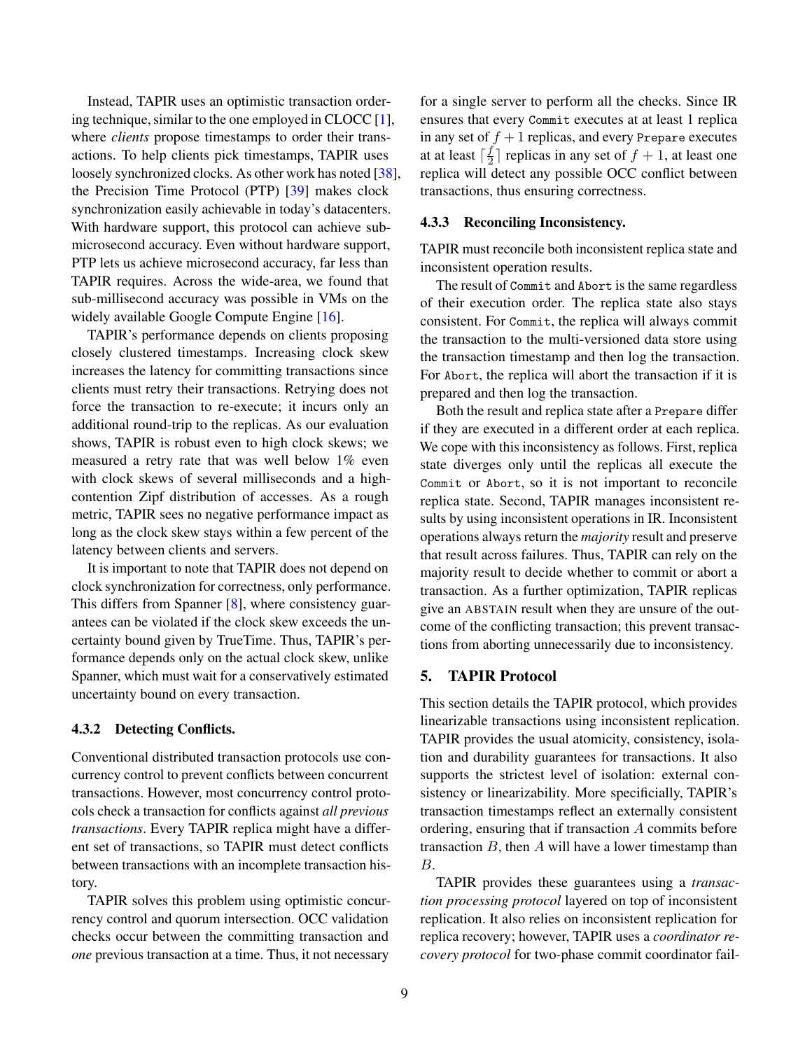Instead, TAPIR uses an optimistic transaction ordering technique, similar to the one employed in CLOCC [1], where *clients* propose timestamps to order their transactions. To help clients pick timestamps, TAPIR uses loosely synchronized clocks. As other work has noted [38], the Precision Time Protocol (PTP) [39] makes clock synchronization easily achievable in today's datacenters. With hardware support, this protocol can achieve sub-microsecond accuracy. Even without hardware support, PTP lets us achieve microsecond accuracy, far less than TAPIR requires. Across the wide-area, we found that sub-millisecond accuracy was possible in VMs on the widely available Google Compute Engine [16].

TAPIR's performance depends on clients proposing closely clustered timestamps. Increasing clock skew increases the latency for committing transactions since clients must retry their transactions. Retrying does not force the transaction to re-execute; it incurs only an additional round-trip to the replicas. As our evaluation shows, TAPIR is robust even to high clock skews; we measured a retry rate that was well below 1% even with clock skews of several milliseconds and a high-contention Zipf distribution of accesses. As a rough metric, TAPIR sees no negative performance impact as long as the clock skew stays within a few percent of the latency between clients and servers.

It is important to note that TAPIR does not depend on clock synchronization for correctness, only performance. This differs from Spanner [8], where consistency guarantees can be violated if the clock skew exceeds the uncertainty bound given by TrueTime. Thus, TAPIR's performance depends only on the actual clock skew, unlike Spanner, which must wait for a conservatively estimated uncertainty bound on every transaction.

#### 4.3.2 Detecting Conflicts.

Conventional distributed transaction protocols use concurrency control to prevent conflicts between concurrent transactions. However, most concurrency control protocols check a transaction for conflicts against *all previous transactions*. Every TAPIR replica might have a different set of transactions, so TAPIR must detect conflicts between transactions with an incomplete transaction history.

TAPIR solves this problem using optimistic concurrency control and quorum intersection. OCC validation checks occur between the committing transaction and *one* previous transaction at a time. Thus, it not necessary for a single server to perform all the checks. Since IR ensures that every `Commit` executes at at least 1 replica in any set of $f+1$ replicas, and every `Prepare` executes at at least $\lceil \frac{f}{2} \rceil$ replicas in any set of $f+1$, at least one replica will detect any possible OCC conflict between transactions, thus ensuring correctness.

#### 4.3.3 Reconciling Inconsistency.

TAPIR must reconcile both inconsistent replica state and inconsistent operation results.

The result of `Commit` and `Abort` is the same regardless of their execution order. The replica state also stays consistent. For `Commit`, the replica will always commit the transaction to the multi-versioned data store using the transaction timestamp and then log the transaction. For `Abort`, the replica will abort the transaction if it is prepared and then log the transaction.

Both the result and replica state after a `Prepare` differ if they are executed in a different order at each replica. We cope with this inconsistency as follows. First, replica state diverges only until the replicas all execute the `Commit` or `Abort`, so it is not important to reconcile replica state. Second, TAPIR manages inconsistent results by using inconsistent operations in IR. Inconsistent operations always return the *majority* result and preserve that result across failures. Thus, TAPIR can rely on the majority result to decide whether to commit or abort a transaction. As a further optimization, TAPIR replicas give an ABSTAIN result when they are unsure of the outcome of the conflicting transaction; this prevent transactions from aborting unnecessarily due to inconsistency.

## 5. TAPIR Protocol

This section details the TAPIR protocol, which provides linearizable transactions using inconsistent replication. TAPIR provides the usual atomicity, consistency, isolation and durability guarantees for transactions. It also supports the strictest level of isolation: external consistency or linearizability. More specificially, TAPIR's transaction timestamps reflect an externally consistent ordering, ensuring that if transaction $A$ commits before transaction $B$, then $A$ will have a lower timestamp than $B$.

TAPIR provides these guarantees using a *transaction processing protocol* layered on top of inconsistent replication. It also relies on inconsistent replication for replica recovery; however, TAPIR uses a *coordinator recovery protocol* for two-phase commit coordinator fail-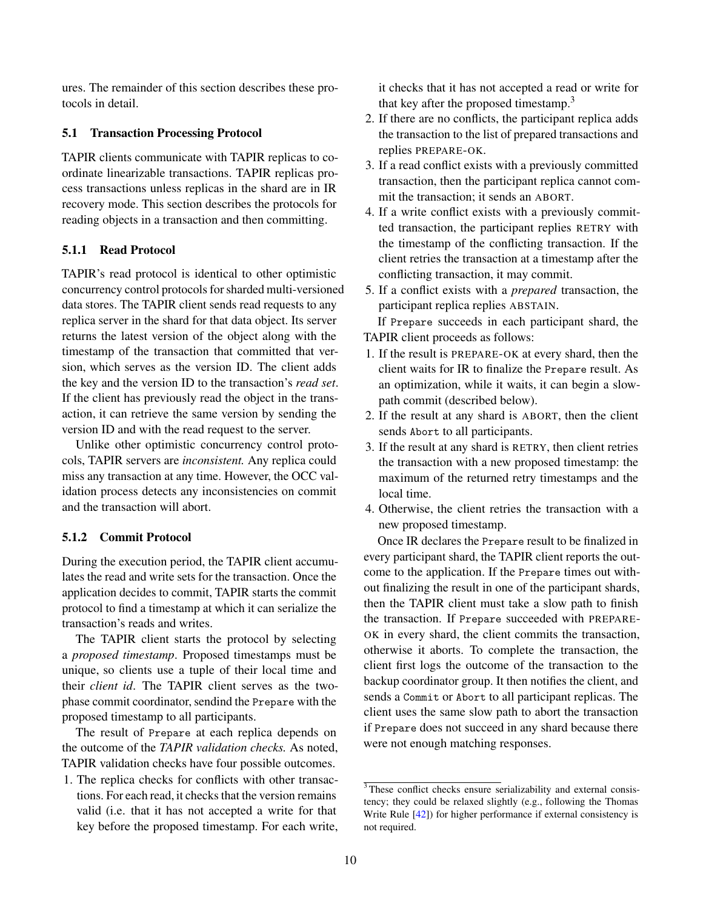ures. The remainder of this section describes these protocols in detail.

## 5.1 Transaction Processing Protocol

TAPIR clients communicate with TAPIR replicas to coordinate linearizable transactions. TAPIR replicas process transactions unless replicas in the shard are in IR recovery mode. This section describes the protocols for reading objects in a transaction and then committing.

### 5.1.1 Read Protocol

TAPIR's read protocol is identical to other optimistic concurrency control protocols for sharded multi-versioned data stores. The TAPIR client sends read requests to any replica server in the shard for that data object. Its server returns the latest version of the object along with the timestamp of the transaction that committed that version, which serves as the version ID. The client adds the key and the version ID to the transaction's *read set*. If the client has previously read the object in the transaction, it can retrieve the same version by sending the version ID and with the read request to the server.

Unlike other optimistic concurrency control protocols, TAPIR servers are *inconsistent.* Any replica could miss any transaction at any time. However, the OCC validation process detects any inconsistencies on commit and the transaction will abort.

### 5.1.2 Commit Protocol

During the execution period, the TAPIR client accumulates the read and write sets for the transaction. Once the application decides to commit, TAPIR starts the commit protocol to find a timestamp at which it can serialize the transaction's reads and writes.

The TAPIR client starts the protocol by selecting a *proposed timestamp*. Proposed timestamps must be unique, so clients use a tuple of their local time and their *client id*. The TAPIR client serves as the two-phase commit coordinator, sendind the `Prepare` with the proposed timestamp to all participants.

The result of `Prepare` at each replica depends on the outcome of the *TAPIR validation checks.* As noted, TAPIR validation checks have four possible outcomes.

1. The replica checks for conflicts with other transactions. For each read, it checks that the version remains valid (i.e. that it has not accepted a write for that key before the proposed timestamp. For each write, it checks that it has not accepted a read or write for that key after the proposed timestamp.[3]
2. If there are no conflicts, the participant replica adds the transaction to the list of prepared transactions and replies PREPARE-OK.
3. If a read conflict exists with a previously committed transaction, then the participant replica cannot commit the transaction; it sends an ABORT.
4. If a write conflict exists with a previously committed transaction, the participant replies RETRY with the timestamp of the conflicting transaction. If the client retries the transaction at a timestamp after the conflicting transaction, it may commit.
5. If a conflict exists with a *prepared* transaction, the participant replica replies ABSTAIN.

If `Prepare` succeeds in each participant shard, the TAPIR client proceeds as follows:

1. If the result is PREPARE-OK at every shard, then the client waits for IR to finalize the `Prepare` result. As an optimization, while it waits, it can begin a slow-path commit (described below).
2. If the result at any shard is ABORT, then the client sends `Abort` to all participants.
3. If the result at any shard is RETRY, then client retries the transaction with a new proposed timestamp: the maximum of the returned retry timestamps and the local time.
4. Otherwise, the client retries the transaction with a new proposed timestamp.

Once IR declares the `Prepare` result to be finalized in every participant shard, the TAPIR client reports the outcome to the application. If the `Prepare` times out without finalizing the result in one of the participant shards, then the TAPIR client must take a slow path to finish the transaction. If `Prepare` succeeded with PREPARE-OK in every shard, the client commits the transaction, otherwise it aborts. To complete the transaction, the client first logs the outcome of the transaction to the backup coordinator group. It then notifies the client, and sends a `Commit` or `Abort` to all participant replicas. The client uses the same slow path to abort the transaction if `Prepare` does not succeed in any shard because there were not enough matching responses.

[3] These conflict checks ensure serializability and external consistency; they could be relaxed slightly (e.g., following the Thomas Write Rule [42]) for higher performance if external consistency is not required.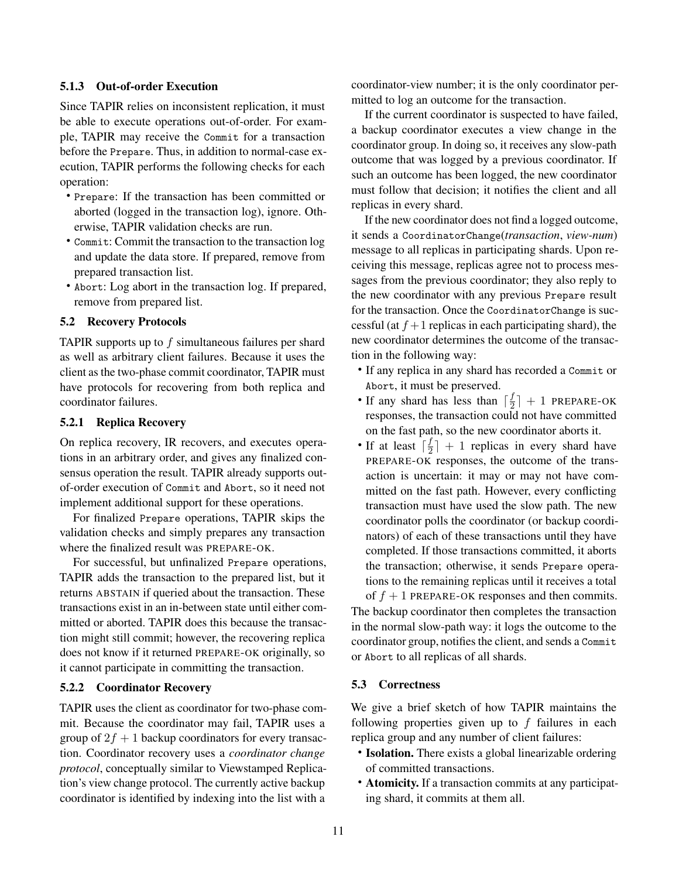#### 5.1.3 Out-of-order Execution

Since TAPIR relies on inconsistent replication, it must be able to execute operations out-of-order. For example, TAPIR may receive the `Commit` for a transaction before the `Prepare`. Thus, in addition to normal-case execution, TAPIR performs the following checks for each operation:

- `Prepare`: If the transaction has been committed or aborted (logged in the transaction log), ignore. Otherwise, TAPIR validation checks are run.
- `Commit`: Commit the transaction to the transaction log and update the data store. If prepared, remove from prepared transaction list.
- `Abort`: Log abort in the transaction log. If prepared, remove from prepared list.

### 5.2 Recovery Protocols

TAPIR supports up to $f$ simultaneous failures per shard as well as arbitrary client failures. Because it uses the client as the two-phase commit coordinator, TAPIR must have protocols for recovering from both replica and coordinator failures.

#### 5.2.1 Replica Recovery

On replica recovery, IR recovers, and executes operations in an arbitrary order, and gives any finalized consensus operation the result. TAPIR already supports out-of-order execution of `Commit` and `Abort`, so it need not implement additional support for these operations.

For finalized `Prepare` operations, TAPIR skips the validation checks and simply prepares any transaction where the finalized result was PREPARE-OK.

For successful, but unfinalized `Prepare` operations, TAPIR adds the transaction to the prepared list, but it returns ABSTAIN if queried about the transaction. These transactions exist in an in-between state until either committed or aborted. TAPIR does this because the transaction might still commit; however, the recovering replica does not know if it returned PREPARE-OK originally, so it cannot participate in committing the transaction.

#### 5.2.2 Coordinator Recovery

TAPIR uses the client as coordinator for two-phase commit. Because the coordinator may fail, TAPIR uses a group of $2f + 1$ backup coordinators for every transaction. Coordinator recovery uses a *coordinator change protocol*, conceptually similar to Viewstamped Replication's view change protocol. The currently active backup coordinator is identified by indexing into the list with a coordinator-view number; it is the only coordinator permitted to log an outcome for the transaction.

If the current coordinator is suspected to have failed, a backup coordinator executes a view change in the coordinator group. In doing so, it receives any slow-path outcome that was logged by a previous coordinator. If such an outcome has been logged, the new coordinator must follow that decision; it notifies the client and all replicas in every shard.

If the new coordinator does not find a logged outcome, it sends a `CoordinatorChange`(*transaction*, *view-num*) message to all replicas in participating shards. Upon receiving this message, replicas agree not to process messages from the previous coordinator; they also reply to the new coordinator with any previous `Prepare` result for the transaction. Once the `CoordinatorChange` is successful (at $f+1$ replicas in each participating shard), the new coordinator determines the outcome of the transaction in the following way:

- If any replica in any shard has recorded a `Commit` or `Abort`, it must be preserved.
- If any shard has less than $\lceil \frac{f}{2} \rceil + 1$ PREPARE-OK responses, the transaction could not have committed on the fast path, so the new coordinator aborts it.
- If at least $\lceil \frac{f}{2} \rceil + 1$ replicas in every shard have PREPARE-OK responses, the outcome of the transaction is uncertain: it may or may not have committed on the fast path. However, every conflicting transaction must have used the slow path. The new coordinator polls the coordinator (or backup coordinators) of each of these transactions until they have completed. If those transactions committed, it aborts the transaction; otherwise, it sends `Prepare` operations to the remaining replicas until it receives a total of $f + 1$ PREPARE-OK responses and then commits.

The backup coordinator then completes the transaction in the normal slow-path way: it logs the outcome to the coordinator group, notifies the client, and sends a `Commit` or `Abort` to all replicas of all shards.

### 5.3 Correctness

We give a brief sketch of how TAPIR maintains the following properties given up to $f$ failures in each replica group and any number of client failures:

- **Isolation.** There exists a global linearizable ordering of committed transactions.
- **Atomicity.** If a transaction commits at any participating shard, it commits at them all.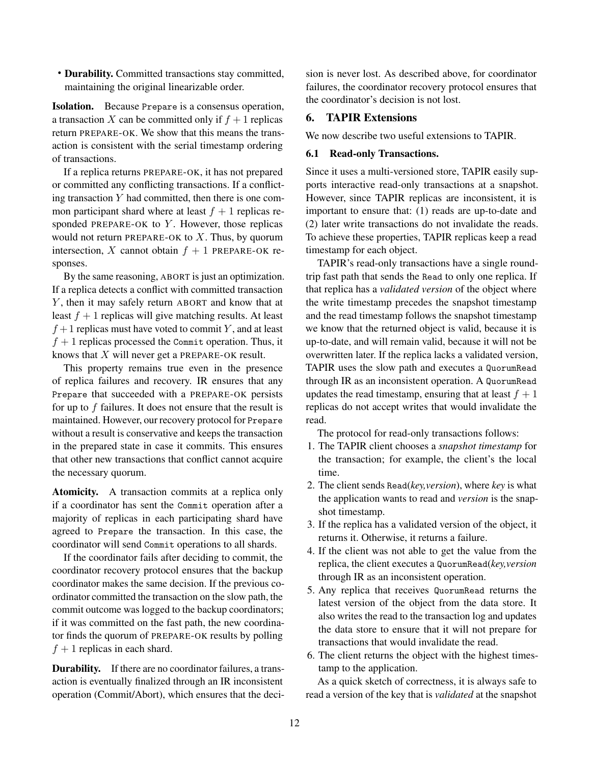- **Durability.** Committed transactions stay committed, maintaining the original linearizable order.

**Isolation.** Because `Prepare` is a consensus operation, a transaction $X$ can be committed only if $f+1$ replicas return PREPARE-OK. We show that this means the transaction is consistent with the serial timestamp ordering of transactions.

If a replica returns PREPARE-OK, it has not prepared or committed any conflicting transactions. If a conflicting transaction $Y$ had committed, then there is one common participant shard where at least $f+1$ replicas responded PREPARE-OK to $Y$. However, those replicas would not return PREPARE-OK to $X$. Thus, by quorum intersection, $X$ cannot obtain $f+1$ PREPARE-OK responses.

By the same reasoning, ABORT is just an optimization. If a replica detects a conflict with committed transaction $Y$, then it may safely return ABORT and know that at least $f+1$ replicas will give matching results. At least $f+1$ replicas must have voted to commit $Y$, and at least $f+1$ replicas processed the `Commit` operation. Thus, it knows that $X$ will never get a PREPARE-OK result.

This property remains true even in the presence of replica failures and recovery. IR ensures that any `Prepare` that succeeded with a PREPARE-OK persists for up to $f$ failures. It does not ensure that the result is maintained. However, our recovery protocol for `Prepare` without a result is conservative and keeps the transaction in the prepared state in case it commits. This ensures that other new transactions that conflict cannot acquire the necessary quorum.

**Atomicity.** A transaction commits at a replica only if a coordinator has sent the `Commit` operation after a majority of replicas in each participating shard have agreed to `Prepare` the transaction. In this case, the coordinator will send `Commit` operations to all shards.

If the coordinator fails after deciding to commit, the coordinator recovery protocol ensures that the backup coordinator makes the same decision. If the previous coordinator committed the transaction on the slow path, the commit outcome was logged to the backup coordinators; if it was committed on the fast path, the new coordinator finds the quorum of PREPARE-OK results by polling $f+1$ replicas in each shard.

**Durability.** If there are no coordinator failures, a transaction is eventually finalized through an IR inconsistent operation (Commit/Abort), which ensures that the decision is never lost. As described above, for coordinator failures, the coordinator recovery protocol ensures that the coordinator's decision is not lost.

## 6. TAPIR Extensions

We now describe two useful extensions to TAPIR.

### 6.1 Read-only Transactions.

Since it uses a multi-versioned store, TAPIR easily supports interactive read-only transactions at a snapshot. However, since TAPIR replicas are inconsistent, it is important to ensure that: (1) reads are up-to-date and (2) later write transactions do not invalidate the reads. To achieve these properties, TAPIR replicas keep a read timestamp for each object.

TAPIR's read-only transactions have a single round-trip fast path that sends the `Read` to only one replica. If that replica has a *validated version* of the object where the write timestamp precedes the snapshot timestamp and the read timestamp follows the snapshot timestamp we know that the returned object is valid, because it is up-to-date, and will remain valid, because it will not be overwritten later. If the replica lacks a validated version, TAPIR uses the slow path and executes a `QuorumRead` through IR as an inconsistent operation. A `QuorumRead` updates the read timestamp, ensuring that at least $f+1$ replicas do not accept writes that would invalidate the read.

The protocol for read-only transactions follows:

1. The TAPIR client chooses a *snapshot timestamp* for the transaction; for example, the client's the local time.
2. The client sends `Read`(*key,version*), where *key* is what the application wants to read and *version* is the snapshot timestamp.
3. If the replica has a validated version of the object, it returns it. Otherwise, it returns a failure.
4. If the client was not able to get the value from the replica, the client executes a `QuorumRead`(*key,version* through IR as an inconsistent operation.
5. Any replica that receives `QuorumRead` returns the latest version of the object from the data store. It also writes the read to the transaction log and updates the data store to ensure that it will not prepare for transactions that would invalidate the read.
6. The client returns the object with the highest timestamp to the application.

As a quick sketch of correctness, it is always safe to read a version of the key that is *validated* at the snapshot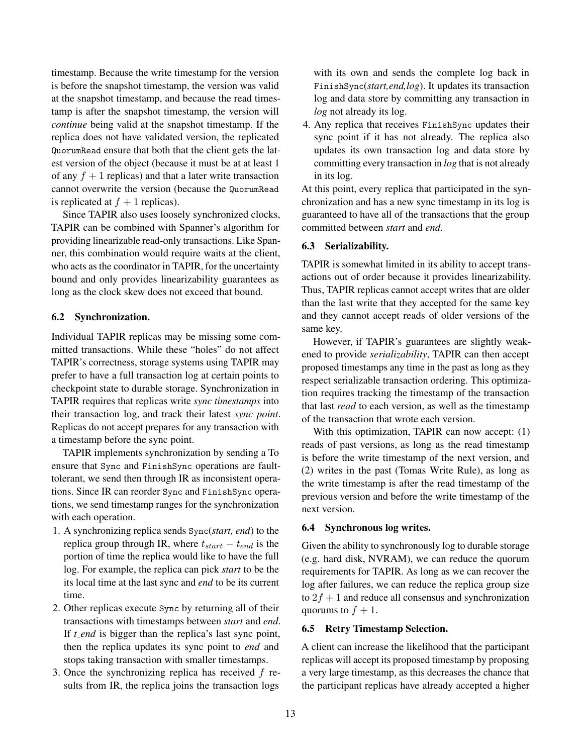timestamp. Because the write timestamp for the version is before the snapshot timestamp, the version was valid at the snapshot timestamp, and because the read timestamp is after the snapshot timestamp, the version will *continue* being valid at the snapshot timestamp. If the replica does not have validated version, the replicated QuorumRead ensure that both that the client gets the latest version of the object (because it must be at at least 1 of any $f+1$ replicas) and that a later write transaction cannot overwrite the version (because the QuorumRead is replicated at $f+1$ replicas).

Since TAPIR also uses loosely synchronized clocks, TAPIR can be combined with Spanner's algorithm for providing linearizable read-only transactions. Like Spanner, this combination would require waits at the client, who acts as the coordinator in TAPIR, for the uncertainty bound and only provides linearizability guarantees as long as the clock skew does not exceed that bound.

### 6.2 Synchronization.

Individual TAPIR replicas may be missing some committed transactions. While these "holes" do not affect TAPIR's correctness, storage systems using TAPIR may prefer to have a full transaction log at certain points to checkpoint state to durable storage. Synchronization in TAPIR requires that replicas write *sync timestamps* into their transaction log, and track their latest *sync point*. Replicas do not accept prepares for any transaction with a timestamp before the sync point.

TAPIR implements synchronization by sending a To ensure that Sync and FinishSync operations are fault-tolerant, we send then through IR as inconsistent operations. Since IR can reorder Sync and FinishSync operations, we send timestamp ranges for the synchronization with each operation.

1. A synchronizing replica sends Sync(*start, end*) to the replica group through IR, where $t_{start} - t_{end}$ is the portion of time the replica would like to have the full log. For example, the replica can pick *start* to be the its local time at the last sync and *end* to be its current time.
2. Other replicas execute Sync by returning all of their transactions with timestamps between *start* and *end*. If *t_end* is bigger than the replica's last sync point, then the replica updates its sync point to *end* and stops taking transaction with smaller timestamps.
3. Once the synchronizing replica has received $f$ results from IR, the replica joins the transaction logs with its own and sends the complete log back in FinishSync(*start,end,log*). It updates its transaction log and data store by committing any transaction in *log* not already its log.
4. Any replica that receives FinishSync updates their sync point if it has not already. The replica also updates its own transaction log and data store by committing every transaction in *log* that is not already in its log.

At this point, every replica that participated in the synchronization and has a new sync timestamp in its log is guaranteed to have all of the transactions that the group committed between *start* and *end*.

### 6.3 Serializability.

TAPIR is somewhat limited in its ability to accept transactions out of order because it provides linearizability. Thus, TAPIR replicas cannot accept writes that are older than the last write that they accepted for the same key and they cannot accept reads of older versions of the same key.

However, if TAPIR's guarantees are slightly weakened to provide *serializability*, TAPIR can then accept proposed timestamps any time in the past as long as they respect serializable transaction ordering. This optimization requires tracking the timestamp of the transaction that last *read* to each version, as well as the timestamp of the transaction that wrote each version.

With this optimization, TAPIR can now accept: (1) reads of past versions, as long as the read timestamp is before the write timestamp of the next version, and (2) writes in the past (Tomas Write Rule), as long as the write timestamp is after the read timestamp of the previous version and before the write timestamp of the next version.

### 6.4 Synchronous log writes.

Given the ability to synchronously log to durable storage (e.g. hard disk, NVRAM), we can reduce the quorum requirements for TAPIR. As long as we can recover the log after failures, we can reduce the replica group size to $2f+1$ and reduce all consensus and synchronization quorums to $f+1$.

### 6.5 Retry Timestamp Selection.

A client can increase the likelihood that the participant replicas will accept its proposed timestamp by proposing a very large timestamp, as this decreases the chance that the participant replicas have already accepted a higher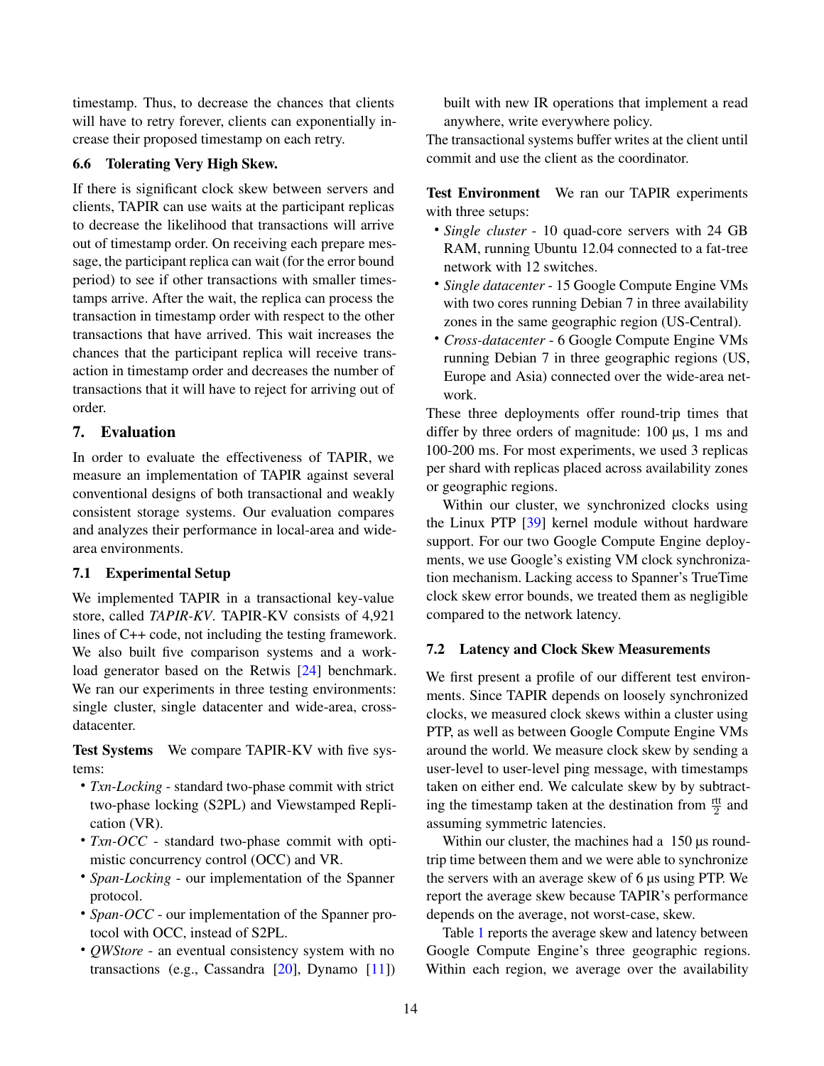timestamp. Thus, to decrease the chances that clients will have to retry forever, clients can exponentially increase their proposed timestamp on each retry.

### 6.6 Tolerating Very High Skew.

If there is significant clock skew between servers and clients, TAPIR can use waits at the participant replicas to decrease the likelihood that transactions will arrive out of timestamp order. On receiving each prepare message, the participant replica can wait (for the error bound period) to see if other transactions with smaller timestamps arrive. After the wait, the replica can process the transaction in timestamp order with respect to the other transactions that have arrived. This wait increases the chances that the participant replica will receive transaction in timestamp order and decreases the number of transactions that it will have to reject for arriving out of order.

## 7. Evaluation

In order to evaluate the effectiveness of TAPIR, we measure an implementation of TAPIR against several conventional designs of both transactional and weakly consistent storage systems. Our evaluation compares and analyzes their performance in local-area and wide-area environments.

### 7.1 Experimental Setup

We implemented TAPIR in a transactional key-value store, called *TAPIR-KV*. TAPIR-KV consists of 4,921 lines of C++ code, not including the testing framework. We also built five comparison systems and a workload generator based on the Retwis [24] benchmark. We ran our experiments in three testing environments: single cluster, single datacenter and wide-area, cross-datacenter.

**Test Systems** We compare TAPIR-KV with five systems:

- *Txn-Locking* - standard two-phase commit with strict two-phase locking (S2PL) and Viewstamped Replication (VR).
- *Txn-OCC* - standard two-phase commit with optimistic concurrency control (OCC) and VR.
- *Span-Locking* - our implementation of the Spanner protocol.
- *Span-OCC* - our implementation of the Spanner protocol with OCC, instead of S2PL.
- *QWStore* - an eventual consistency system with no transactions (e.g., Cassandra [20], Dynamo [11]) built with new IR operations that implement a read anywhere, write everywhere policy.

The transactional systems buffer writes at the client until commit and use the client as the coordinator.

**Test Environment** We ran our TAPIR experiments with three setups:

- *Single cluster* - 10 quad-core servers with 24 GB RAM, running Ubuntu 12.04 connected to a fat-tree network with 12 switches.
- *Single datacenter* - 15 Google Compute Engine VMs with two cores running Debian 7 in three availability zones in the same geographic region (US-Central).
- *Cross-datacenter* - 6 Google Compute Engine VMs running Debian 7 in three geographic regions (US, Europe and Asia) connected over the wide-area network.

These three deployments offer round-trip times that differ by three orders of magnitude: 100 µs, 1 ms and 100-200 ms. For most experiments, we used 3 replicas per shard with replicas placed across availability zones or geographic regions.

Within our cluster, we synchronized clocks using the Linux PTP [39] kernel module without hardware support. For our two Google Compute Engine deployments, we use Google's existing VM clock synchronization mechanism. Lacking access to Spanner's TrueTime clock skew error bounds, we treated them as negligible compared to the network latency.

### 7.2 Latency and Clock Skew Measurements

We first present a profile of our different test environments. Since TAPIR depends on loosely synchronized clocks, we measured clock skews within a cluster using PTP, as well as between Google Compute Engine VMs around the world. We measure clock skew by sending a user-level to user-level ping message, with timestamps taken on either end. We calculate skew by by subtracting the timestamp taken at the destination from $\frac{rtt}{2}$ and assuming symmetric latencies.

Within our cluster, the machines had a 150 µs round-trip time between them and we were able to synchronize the servers with an average skew of 6 µs using PTP. We report the average skew because TAPIR's performance depends on the average, not worst-case, skew.

Table 1 reports the average skew and latency between Google Compute Engine's three geographic regions. Within each region, we average over the availability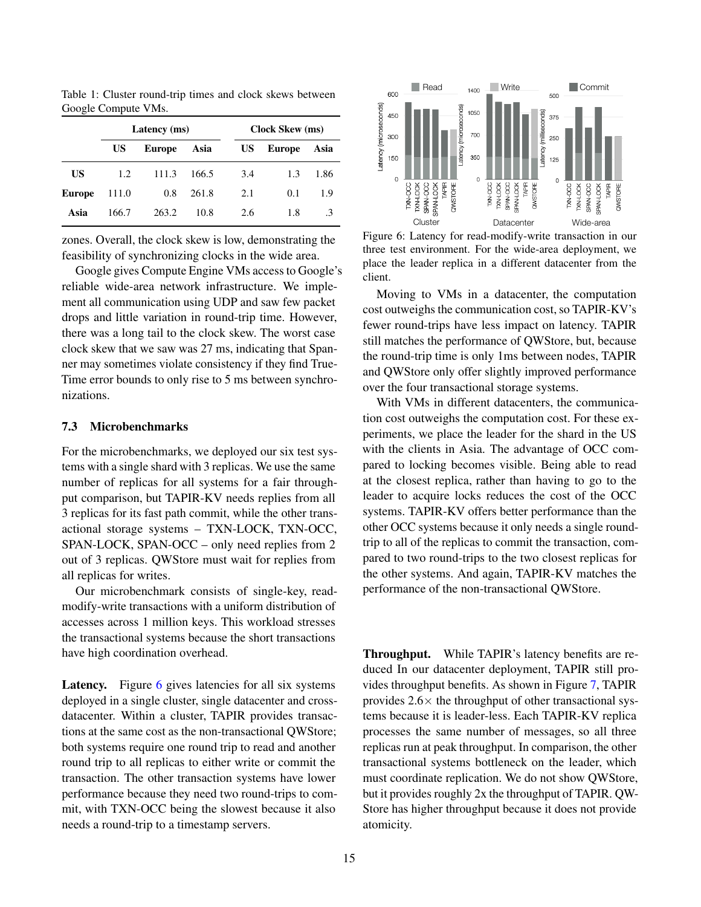Table 1: Cluster round-trip times and clock skews between Google Compute VMs.

| | Latency (ms) | | | Clock Skew (ms) | | |
|---|---|---|---|---|---|---|
| | US | Europe | Asia | US | Europe | Asia |
| **US** | 1.2 | 111.3 | 166.5 | 3.4 | 1.3 | 1.86 |
| **Europe** | 111.0 | 0.8 | 261.8 | 2.1 | 0.1 | 1.9 |
| **Asia** | 166.7 | 263.2 | 10.8 | 2.6 | 1.8 | .3 |

zones. Overall, the clock skew is low, demonstrating the feasibility of synchronizing clocks in the wide area.

Google gives Compute Engine VMs access to Google's reliable wide-area network infrastructure. We implement all communication using UDP and saw few packet drops and little variation in round-trip time. However, there was a long tail to the clock skew. The worst case clock skew that we saw was 27 ms, indicating that Spanner may sometimes violate consistency if they find TrueTime error bounds to only rise to 5 ms between synchronizations.

### 7.3 Microbenchmarks

For the microbenchmarks, we deployed our six test systems with a single shard with 3 replicas. We use the same number of replicas for all systems for a fair throughput comparison, but TAPIR-KV needs replies from all 3 replicas for its fast path commit, while the other transactional storage systems – TXN-LOCK, TXN-OCC, SPAN-LOCK, SPAN-OCC – only need replies from 2 out of 3 replicas. QWStore must wait for replies from all replicas for writes.

Our microbenchmark consists of single-key, read-modify-write transactions with a uniform distribution of accesses across 1 million keys. This workload stresses the transactional systems because the short transactions have high coordination overhead.

**Latency.** Figure 6 gives latencies for all six systems deployed in a single cluster, single datacenter and cross-datacenter. Within a cluster, TAPIR provides transactions at the same cost as the non-transactional QWStore; both systems require one round trip to read and another round trip to all replicas to either write or commit the transaction. The other transaction systems have lower performance because they need two round-trips to commit, with TXN-OCC being the slowest because it also needs a round-trip to a timestamp servers.

Figure 6: Latency for read-modify-write transaction in our three test environment. For the wide-area deployment, we place the leader replica in a different datacenter from the client.

Moving to VMs in a datacenter, the computation cost outweighs the communication cost, so TAPIR-KV's fewer round-trips have less impact on latency. TAPIR still matches the performance of QWStore, but, because the round-trip time is only 1ms between nodes, TAPIR and QWStore only offer slightly improved performance over the four transactional storage systems.

With VMs in different datacenters, the communication cost outweighs the computation cost. For these experiments, we place the leader for the shard in the US with the clients in Asia. The advantage of OCC compared to locking becomes visible. Being able to read at the closest replica, rather than having to go to the leader to acquire locks reduces the cost of the OCC systems. TAPIR-KV offers better performance than the other OCC systems because it only needs a single round-trip to all of the replicas to commit the transaction, compared to two round-trips to the two closest replicas for the other systems. And again, TAPIR-KV matches the performance of the non-transactional QWStore.

**Throughput.** While TAPIR's latency benefits are reduced In our datacenter deployment, TAPIR still provides throughput benefits. As shown in Figure 7, TAPIR provides 2.6× the throughput of other transactional systems because it is leader-less. Each TAPIR-KV replica processes the same number of messages, so all three replicas run at peak throughput. In comparison, the other transactional systems bottleneck on the leader, which must coordinate replication. We do not show QWStore, but it provides roughly 2x the throughput of TAPIR. QWStore has higher throughput because it does not provide atomicity.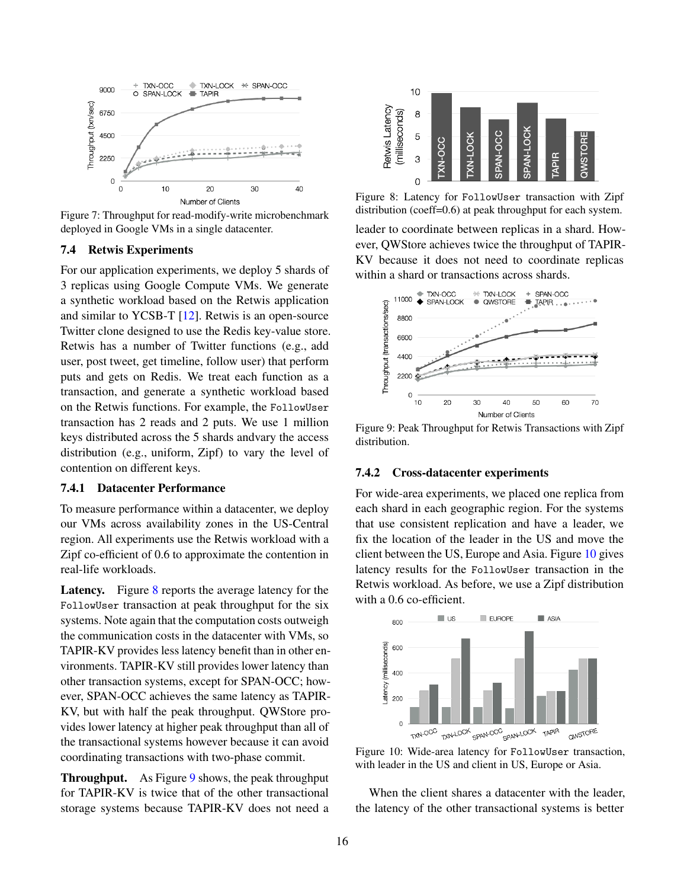Figure 7: Throughput for read-modify-write microbenchmark deployed in Google VMs in a single datacenter.

### 7.4 Retwis Experiments

For our application experiments, we deploy 5 shards of 3 replicas using Google Compute VMs. We generate a synthetic workload based on the Retwis application and similar to YCSB-T [12]. Retwis is an open-source Twitter clone designed to use the Redis key-value store. Retwis has a number of Twitter functions (e.g., add user, post tweet, get timeline, follow user) that perform puts and gets on Redis. We treat each function as a transaction, and generate a synthetic workload based on the Retwis functions. For example, the `FollowUser` transaction has 2 reads and 2 puts. We use 1 million keys distributed across the 5 shards andvary the access distribution (e.g., uniform, Zipf) to vary the level of contention on different keys.

#### 7.4.1 Datacenter Performance

To measure performance within a datacenter, we deploy our VMs across availability zones in the US-Central region. All experiments use the Retwis workload with a Zipf co-efficient of 0.6 to approximate the contention in real-life workloads.

**Latency.** Figure 8 reports the average latency for the `FollowUser` transaction at peak throughput for the six systems. Note again that the computation costs outweigh the communication costs in the datacenter with VMs, so TAPIR-KV provides less latency benefit than in other environments. TAPIR-KV still provides lower latency than other transaction systems, except for SPAN-OCC; however, SPAN-OCC achieves the same latency as TAPIR-KV, but with half the peak throughput. QWStore provides lower latency at higher peak throughput than all of the transactional systems however because it can avoid coordinating transactions with two-phase commit.

**Throughput.** As Figure 9 shows, the peak throughput for TAPIR-KV is twice that of the other transactional storage systems because TAPIR-KV does not need a leader to coordinate between replicas in a shard. However, QWStore achieves twice the throughput of TAPIR-KV because it does not need to coordinate replicas within a shard or transactions across shards.

Figure 8: Latency for `FollowUser` transaction with Zipf distribution (coeff=0.6) at peak throughput for each system.

Figure 9: Peak Throughput for Retwis Transactions with Zipf distribution.

#### 7.4.2 Cross-datacenter experiments

For wide-area experiments, we placed one replica from each shard in each geographic region. For the systems that use consistent replication and have a leader, we fix the location of the leader in the US and move the client between the US, Europe and Asia. Figure 10 gives latency results for the `FollowUser` transaction in the Retwis workload. As before, we use a Zipf distribution with a 0.6 co-efficient.

Figure 10: Wide-area latency for `FollowUser` transaction, with leader in the US and client in US, Europe or Asia.

When the client shares a datacenter with the leader, the latency of the other transactional systems is better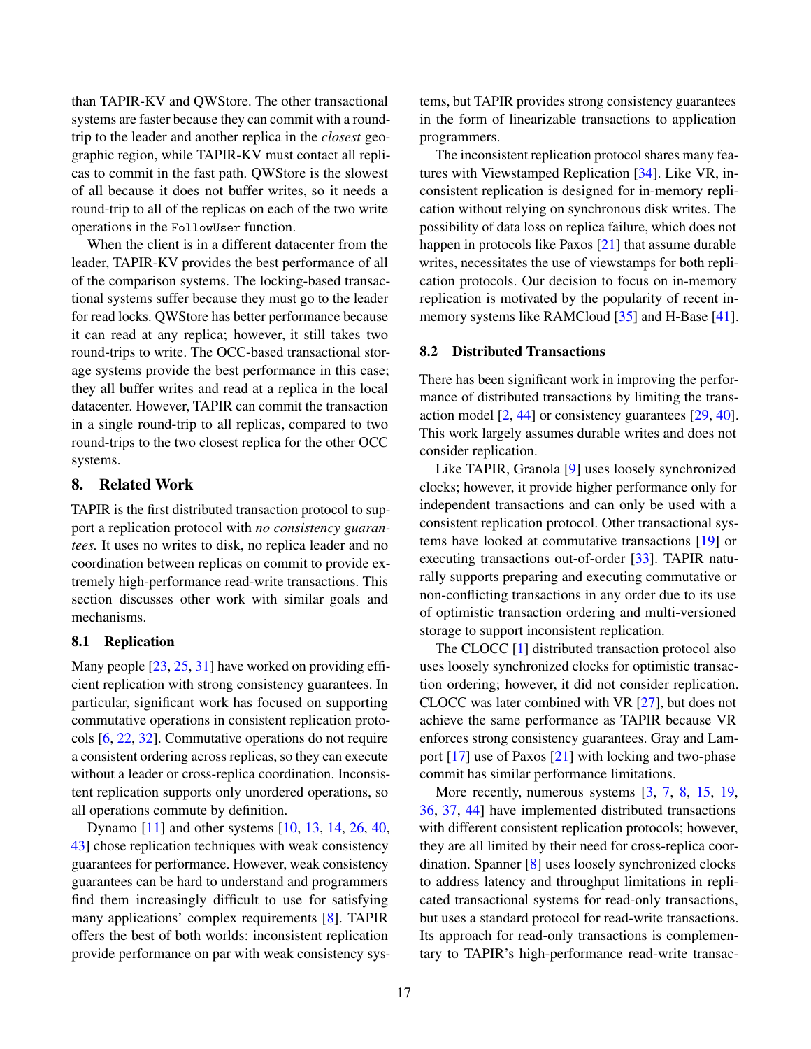than TAPIR-KV and QWStore. The other transactional systems are faster because they can commit with a round-trip to the leader and another replica in the *closest* geographic region, while TAPIR-KV must contact all replicas to commit in the fast path. QWStore is the slowest of all because it does not buffer writes, so it needs a round-trip to all of the replicas on each of the two write operations in the `FollowUser` function.

When the client is in a different datacenter from the leader, TAPIR-KV provides the best performance of all of the comparison systems. The locking-based transactional systems suffer because they must go to the leader for read locks. QWStore has better performance because it can read at any replica; however, it still takes two round-trips to write. The OCC-based transactional storage systems provide the best performance in this case; they all buffer writes and read at a replica in the local datacenter. However, TAPIR can commit the transaction in a single round-trip to all replicas, compared to two round-trips to the two closest replica for the other OCC systems.

## 8. Related Work

TAPIR is the first distributed transaction protocol to support a replication protocol with *no consistency guarantees.* It uses no writes to disk, no replica leader and no coordination between replicas on commit to provide extremely high-performance read-write transactions. This section discusses other work with similar goals and mechanisms.

### 8.1 Replication

Many people [23, 25, 31] have worked on providing efficient replication with strong consistency guarantees. In particular, significant work has focused on supporting commutative operations in consistent replication protocols [6, 22, 32]. Commutative operations do not require a consistent ordering across replicas, so they can execute without a leader or cross-replica coordination. Inconsistent replication supports only unordered operations, so all operations commute by definition.

Dynamo [11] and other systems [10, 13, 14, 26, 40, 43] chose replication techniques with weak consistency guarantees for performance. However, weak consistency guarantees can be hard to understand and programmers find them increasingly difficult to use for satisfying many applications' complex requirements [8]. TAPIR offers the best of both worlds: inconsistent replication provide performance on par with weak consistency systems, but TAPIR provides strong consistency guarantees in the form of linearizable transactions to application programmers.

The inconsistent replication protocol shares many features with Viewstamped Replication [34]. Like VR, inconsistent replication is designed for in-memory replication without relying on synchronous disk writes. The possibility of data loss on replica failure, which does not happen in protocols like Paxos [21] that assume durable writes, necessitates the use of viewstamps for both replication protocols. Our decision to focus on in-memory replication is motivated by the popularity of recent in-memory systems like RAMCloud [35] and H-Base [41].

### 8.2 Distributed Transactions

There has been significant work in improving the performance of distributed transactions by limiting the transaction model [2, 44] or consistency guarantees [29, 40]. This work largely assumes durable writes and does not consider replication.

Like TAPIR, Granola [9] uses loosely synchronized clocks; however, it provide higher performance only for independent transactions and can only be used with a consistent replication protocol. Other transactional systems have looked at commutative transactions [19] or executing transactions out-of-order [33]. TAPIR naturally supports preparing and executing commutative or non-conflicting transactions in any order due to its use of optimistic transaction ordering and multi-versioned storage to support inconsistent replication.

The CLOCC [1] distributed transaction protocol also uses loosely synchronized clocks for optimistic transaction ordering; however, it did not consider replication. CLOCC was later combined with VR [27], but does not achieve the same performance as TAPIR because VR enforces strong consistency guarantees. Gray and Lamport [17] use of Paxos [21] with locking and two-phase commit has similar performance limitations.

More recently, numerous systems [3, 7, 8, 15, 19, 36, 37, 44] have implemented distributed transactions with different consistent replication protocols; however, they are all limited by their need for cross-replica coordination. Spanner [8] uses loosely synchronized clocks to address latency and throughput limitations in replicated transactional systems for read-only transactions, but uses a standard protocol for read-write transactions. Its approach for read-only transactions is complementary to TAPIR's high-performance read-write transac-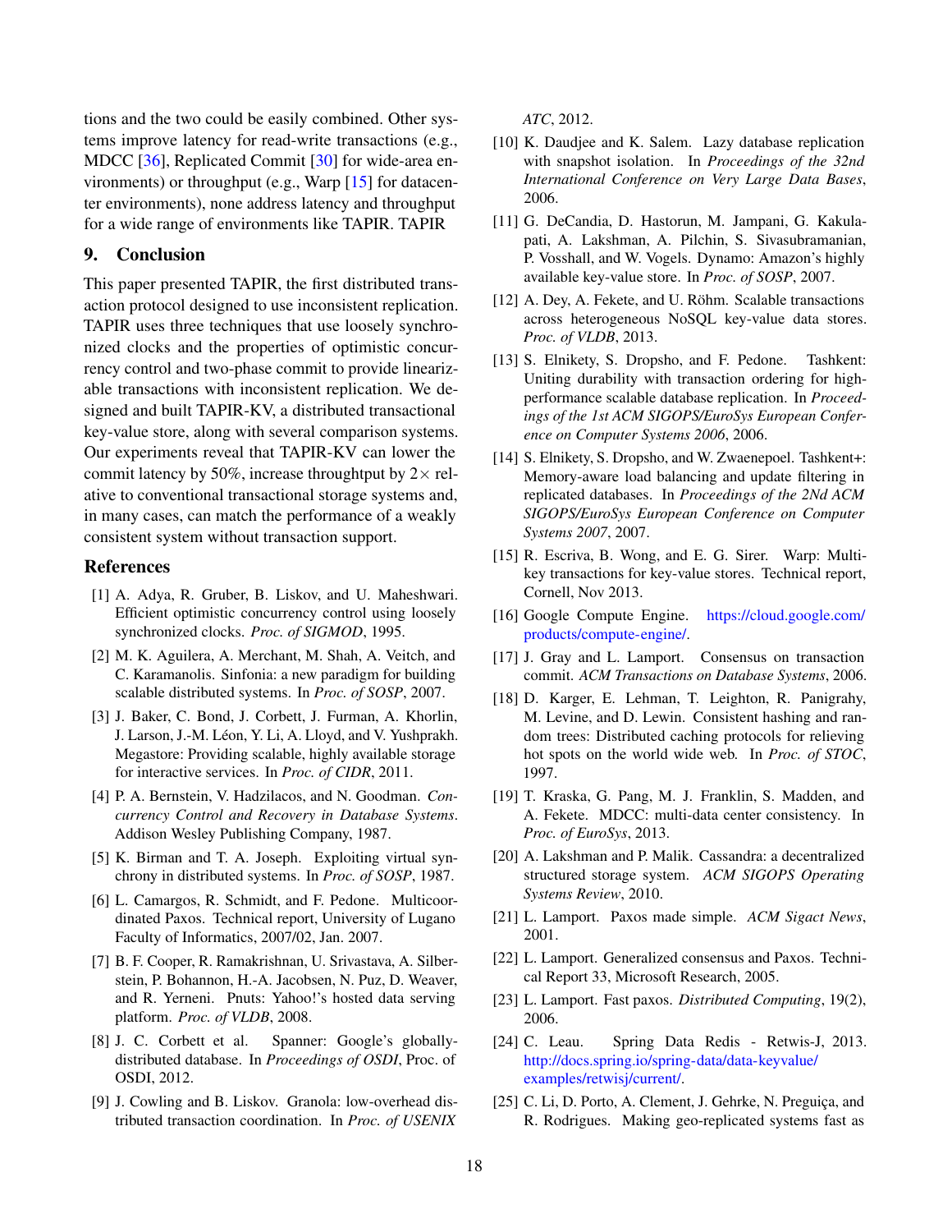tions and the two could be easily combined. Other systems improve latency for read-write transactions (e.g., MDCC [36], Replicated Commit [30] for wide-area environments) or throughput (e.g., Warp [15] for datacenter environments), none address latency and throughput for a wide range of environments like TAPIR. TAPIR

## 9. Conclusion

This paper presented TAPIR, the first distributed transaction protocol designed to use inconsistent replication. TAPIR uses three techniques that use loosely synchronized clocks and the properties of optimistic concurrency control and two-phase commit to provide linearizable transactions with inconsistent replication. We designed and built TAPIR-KV, a distributed transactional key-value store, along with several comparison systems. Our experiments reveal that TAPIR-KV can lower the commit latency by 50%, increase throughput by $2\times$ relative to conventional transactional storage systems and, in many cases, can match the performance of a weakly consistent system without transaction support.

## References

[1] A. Adya, R. Gruber, B. Liskov, and U. Maheshwari. Efficient optimistic concurrency control using loosely synchronized clocks. *Proc. of SIGMOD*, 1995.

[2] M. K. Aguilera, A. Merchant, M. Shah, A. Veitch, and C. Karamanolis. Sinfonia: a new paradigm for building scalable distributed systems. In *Proc. of SOSP*, 2007.

[3] J. Baker, C. Bond, J. Corbett, J. Furman, A. Khorlin, J. Larson, J.-M. Léon, Y. Li, A. Lloyd, and V. Yushprakh. Megastore: Providing scalable, highly available storage for interactive services. In *Proc. of CIDR*, 2011.

[4] P. A. Bernstein, V. Hadzilacos, and N. Goodman. *Concurrency Control and Recovery in Database Systems*. Addison Wesley Publishing Company, 1987.

[5] K. Birman and T. A. Joseph. Exploiting virtual synchrony in distributed systems. In *Proc. of SOSP*, 1987.

[6] L. Camargos, R. Schmidt, and F. Pedone. Multicoordinated Paxos. Technical report, University of Lugano Faculty of Informatics, 2007/02, Jan. 2007.

[7] B. F. Cooper, R. Ramakrishnan, U. Srivastava, A. Silberstein, P. Bohannon, H.-A. Jacobsen, N. Puz, D. Weaver, and R. Yerneni. Pnuts: Yahoo!'s hosted data serving platform. *Proc. of VLDB*, 2008.

[8] J. C. Corbett et al. Spanner: Google's globally-distributed database. In *Proceedings of OSDI*, Proc. of OSDI, 2012.

[9] J. Cowling and B. Liskov. Granola: low-overhead distributed transaction coordination. In *Proc. of USENIX ATC*, 2012.

[10] K. Daudjee and K. Salem. Lazy database replication with snapshot isolation. In *Proceedings of the 32nd International Conference on Very Large Data Bases*, 2006.

[11] G. DeCandia, D. Hastorun, M. Jampani, G. Kakulapati, A. Lakshman, A. Pilchin, S. Sivasubramanian, P. Vosshall, and W. Vogels. Dynamo: Amazon's highly available key-value store. In *Proc. of SOSP*, 2007.

[12] A. Dey, A. Fekete, and U. Röhm. Scalable transactions across heterogeneous NoSQL key-value data stores. *Proc. of VLDB*, 2013.

[13] S. Elnikety, S. Dropsho, and F. Pedone. Tashkent: Uniting durability with transaction ordering for high-performance scalable database replication. In *Proceedings of the 1st ACM SIGOPS/EuroSys European Conference on Computer Systems 2006*, 2006.

[14] S. Elnikety, S. Dropsho, and W. Zwaenepoel. Tashkent+: Memory-aware load balancing and update filtering in replicated databases. In *Proceedings of the 2Nd ACM SIGOPS/EuroSys European Conference on Computer Systems 2007*, 2007.

[15] R. Escriva, B. Wong, and E. G. Sirer. Warp: Multi-key transactions for key-value stores. Technical report, Cornell, Nov 2013.

[16] Google Compute Engine. https://cloud.google.com/products/compute-engine/.

[17] J. Gray and L. Lamport. Consensus on transaction commit. *ACM Transactions on Database Systems*, 2006.

[18] D. Karger, E. Lehman, T. Leighton, R. Panigrahy, M. Levine, and D. Lewin. Consistent hashing and random trees: Distributed caching protocols for relieving hot spots on the world wide web. In *Proc. of STOC*, 1997.

[19] T. Kraska, G. Pang, M. J. Franklin, S. Madden, and A. Fekete. MDCC: multi-data center consistency. In *Proc. of EuroSys*, 2013.

[20] A. Lakshman and P. Malik. Cassandra: a decentralized structured storage system. *ACM SIGOPS Operating Systems Review*, 2010.

[21] L. Lamport. Paxos made simple. *ACM Sigact News*, 2001.

[22] L. Lamport. Generalized consensus and Paxos. Technical Report 33, Microsoft Research, 2005.

[23] L. Lamport. Fast paxos. *Distributed Computing*, 19(2), 2006.

[24] C. Leau. Spring Data Redis - Retwis-J, 2013. http://docs.spring.io/spring-data/data-keyvalue/examples/retwisj/current/.

[25] C. Li, D. Porto, A. Clement, J. Gehrke, N. Preguiça, and R. Rodrigues. Making geo-replicated systems fast as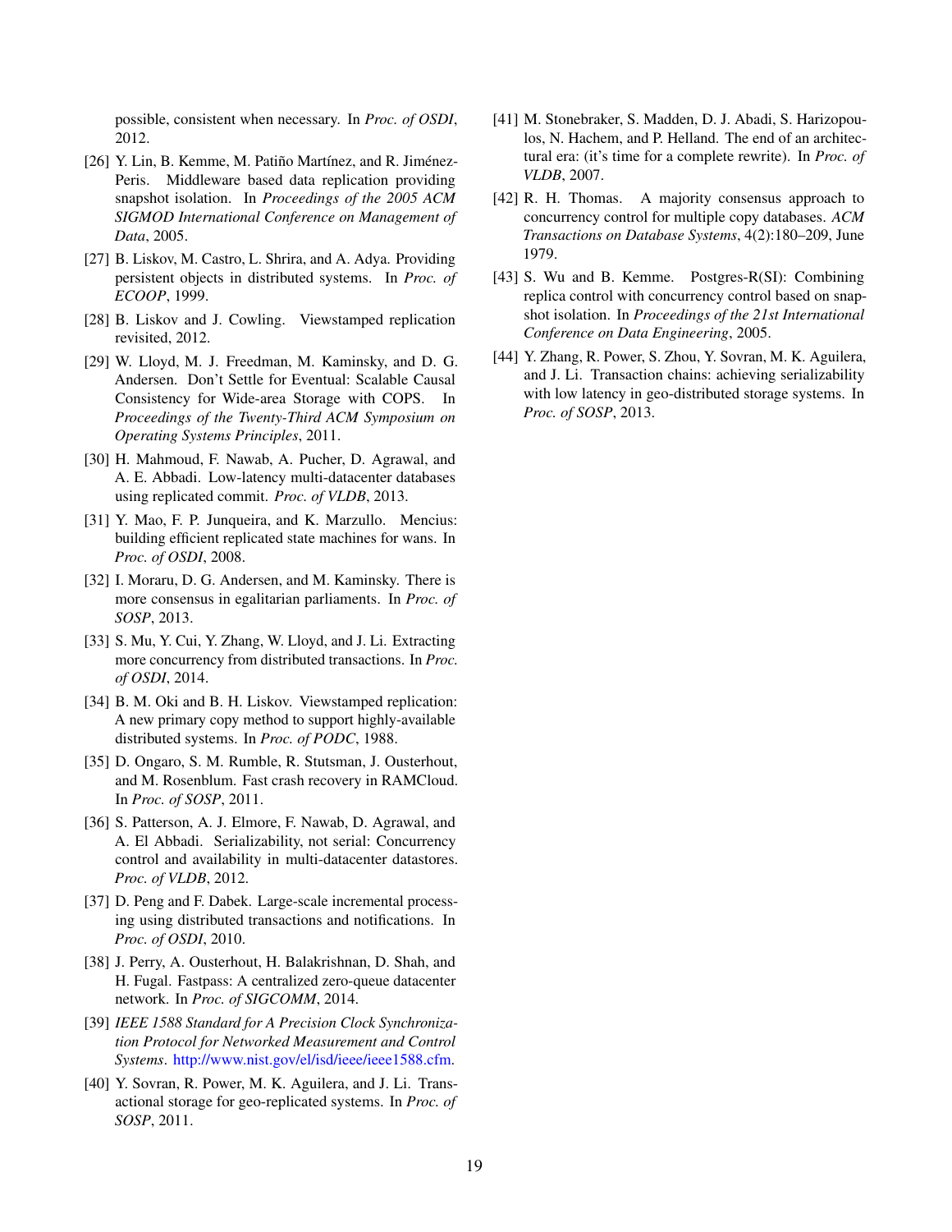possible, consistent when necessary. In *Proc. of OSDI*, 2012.

[26] Y. Lin, B. Kemme, M. Patiño Martínez, and R. Jiménez-Peris. Middleware based data replication providing snapshot isolation. In *Proceedings of the 2005 ACM SIGMOD International Conference on Management of Data*, 2005.

[27] B. Liskov, M. Castro, L. Shrira, and A. Adya. Providing persistent objects in distributed systems. In *Proc. of ECOOP*, 1999.

[28] B. Liskov and J. Cowling. Viewstamped replication revisited, 2012.

[29] W. Lloyd, M. J. Freedman, M. Kaminsky, and D. G. Andersen. Don't Settle for Eventual: Scalable Causal Consistency for Wide-area Storage with COPS. In *Proceedings of the Twenty-Third ACM Symposium on Operating Systems Principles*, 2011.

[30] H. Mahmoud, F. Nawab, A. Pucher, D. Agrawal, and A. E. Abbadi. Low-latency multi-datacenter databases using replicated commit. *Proc. of VLDB*, 2013.

[31] Y. Mao, F. P. Junqueira, and K. Marzullo. Mencius: building efficient replicated state machines for wans. In *Proc. of OSDI*, 2008.

[32] I. Moraru, D. G. Andersen, and M. Kaminsky. There is more consensus in egalitarian parliaments. In *Proc. of SOSP*, 2013.

[33] S. Mu, Y. Cui, Y. Zhang, W. Lloyd, and J. Li. Extracting more concurrency from distributed transactions. In *Proc. of OSDI*, 2014.

[34] B. M. Oki and B. H. Liskov. Viewstamped replication: A new primary copy method to support highly-available distributed systems. In *Proc. of PODC*, 1988.

[35] D. Ongaro, S. M. Rumble, R. Stutsman, J. Ousterhout, and M. Rosenblum. Fast crash recovery in RAMCloud. In *Proc. of SOSP*, 2011.

[36] S. Patterson, A. J. Elmore, F. Nawab, D. Agrawal, and A. El Abbadi. Serializability, not serial: Concurrency control and availability in multi-datacenter datastores. *Proc. of VLDB*, 2012.

[37] D. Peng and F. Dabek. Large-scale incremental processing using distributed transactions and notifications. In *Proc. of OSDI*, 2010.

[38] J. Perry, A. Ousterhout, H. Balakrishnan, D. Shah, and H. Fugal. Fastpass: A centralized zero-queue datacenter network. In *Proc. of SIGCOMM*, 2014.

[39] *IEEE 1588 Standard for A Precision Clock Synchronization Protocol for Networked Measurement and Control Systems*. http://www.nist.gov/el/isd/ieee/ieee1588.cfm.

[40] Y. Sovran, R. Power, M. K. Aguilera, and J. Li. Transactional storage for geo-replicated systems. In *Proc. of SOSP*, 2011.

[41] M. Stonebraker, S. Madden, D. J. Abadi, S. Harizopoulos, N. Hachem, and P. Helland. The end of an architectural era: (it's time for a complete rewrite). In *Proc. of VLDB*, 2007.

[42] R. H. Thomas. A majority consensus approach to concurrency control for multiple copy databases. *ACM Transactions on Database Systems*, 4(2):180–209, June 1979.

[43] S. Wu and B. Kemme. Postgres-R(SI): Combining replica control with concurrency control based on snapshot isolation. In *Proceedings of the 21st International Conference on Data Engineering*, 2005.

[44] Y. Zhang, R. Power, S. Zhou, Y. Sovran, M. K. Aguilera, and J. Li. Transaction chains: achieving serializability with low latency in geo-distributed storage systems. In *Proc. of SOSP*, 2013.